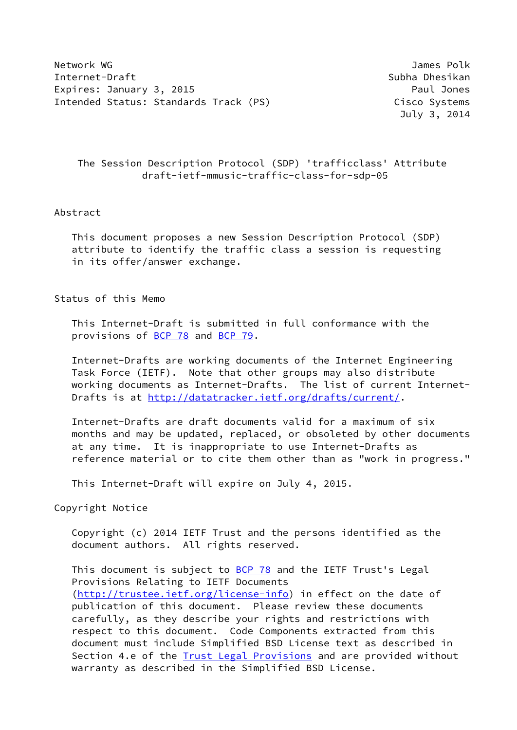Network WG　　　　　　　　　　　　　　　　　　　　　　James Polk
Internet-Draft　　　　　　　　　　　　　　　　　　　　Subha Dhesikan
Expires: January 3, 2015　　　　　　　　　　　　　　　Paul Jones
Intended Status: Standards Track (PS)　　　　　　　　Cisco Systems
July 3, 2014

# The Session Description Protocol (SDP) 'trafficclass' Attribute
draft-ietf-mmusic-traffic-class-for-sdp-05

## Abstract

This document proposes a new Session Description Protocol (SDP) attribute to identify the traffic class a session is requesting in its offer/answer exchange.

## Status of this Memo

This Internet-Draft is submitted in full conformance with the provisions of BCP 78 and BCP 79.

Internet-Drafts are working documents of the Internet Engineering Task Force (IETF). Note that other groups may also distribute working documents as Internet-Drafts. The list of current Internet-Drafts is at http://datatracker.ietf.org/drafts/current/.

Internet-Drafts are draft documents valid for a maximum of six months and may be updated, replaced, or obsoleted by other documents at any time. It is inappropriate to use Internet-Drafts as reference material or to cite them other than as "work in progress."

This Internet-Draft will expire on July 4, 2015.

## Copyright Notice

Copyright (c) 2014 IETF Trust and the persons identified as the document authors. All rights reserved.

This document is subject to BCP 78 and the IETF Trust's Legal Provisions Relating to IETF Documents (http://trustee.ietf.org/license-info) in effect on the date of publication of this document. Please review these documents carefully, as they describe your rights and restrictions with respect to this document. Code Components extracted from this document must include Simplified BSD License text as described in Section 4.e of the Trust Legal Provisions and are provided without warranty as described in the Simplified BSD License.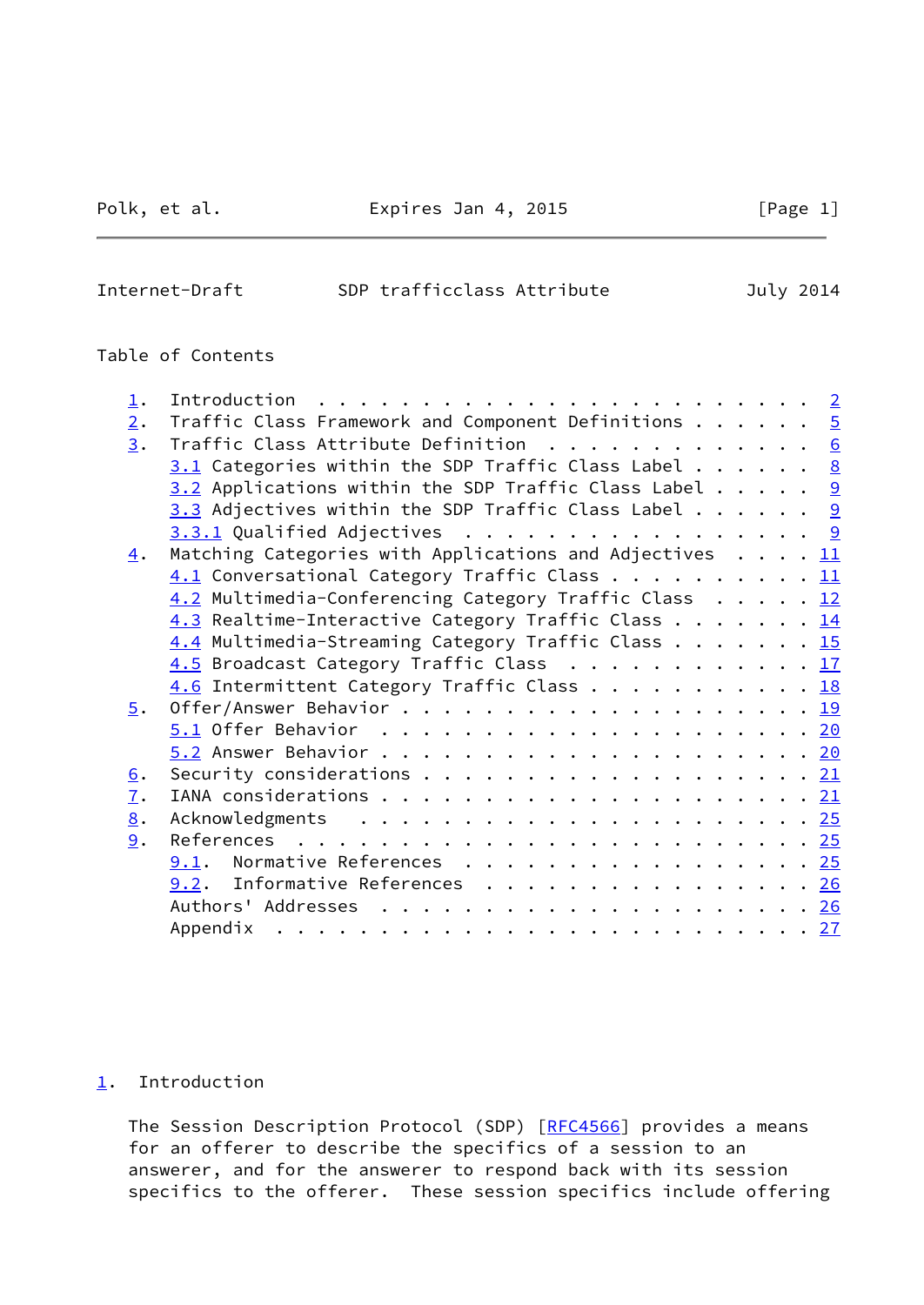Table of Contents

1. Introduction . . . . . . . . . . . . . . . . . . . . . . . . 2
2. Traffic Class Framework and Component Definitions . . . . . . 5
3. Traffic Class Attribute Definition . . . . . . . . . . . . . 6
   3.1 Categories within the SDP Traffic Class Label . . . . . . 8
   3.2 Applications within the SDP Traffic Class Label . . . . . 9
   3.3 Adjectives within the SDP Traffic Class Label . . . . . . 9
   3.3.1 Qualified Adjectives . . . . . . . . . . . . . . . . . 9
4. Matching Categories with Applications and Adjectives . . . . 11
   4.1 Conversational Category Traffic Class . . . . . . . . . . 11
   4.2 Multimedia-Conferencing Category Traffic Class . . . . . 12
   4.3 Realtime-Interactive Category Traffic Class . . . . . . . 14
   4.4 Multimedia-Streaming Category Traffic Class . . . . . . . 15
   4.5 Broadcast Category Traffic Class . . . . . . . . . . . . 17
   4.6 Intermittent Category Traffic Class . . . . . . . . . . . 18
5. Offer/Answer Behavior . . . . . . . . . . . . . . . . . . . . 19
   5.1 Offer Behavior . . . . . . . . . . . . . . . . . . . . . 20
   5.2 Answer Behavior . . . . . . . . . . . . . . . . . . . . . 20
6. Security considerations . . . . . . . . . . . . . . . . . . . 21
7. IANA considerations . . . . . . . . . . . . . . . . . . . . . 21
8. Acknowledgments . . . . . . . . . . . . . . . . . . . . . . . 25
9. References . . . . . . . . . . . . . . . . . . . . . . . . . 25
   9.1. Normative References . . . . . . . . . . . . . . . . . . 25
   9.2. Informative References . . . . . . . . . . . . . . . . . 26
   Authors' Addresses . . . . . . . . . . . . . . . . . . . . . . 26
   Appendix . . . . . . . . . . . . . . . . . . . . . . . . . . . 27

## 1. Introduction

The Session Description Protocol (SDP) [RFC4566] provides a means for an offerer to describe the specifics of a session to an answerer, and for the answerer to respond back with its session specifics to the offerer. These session specifics include offering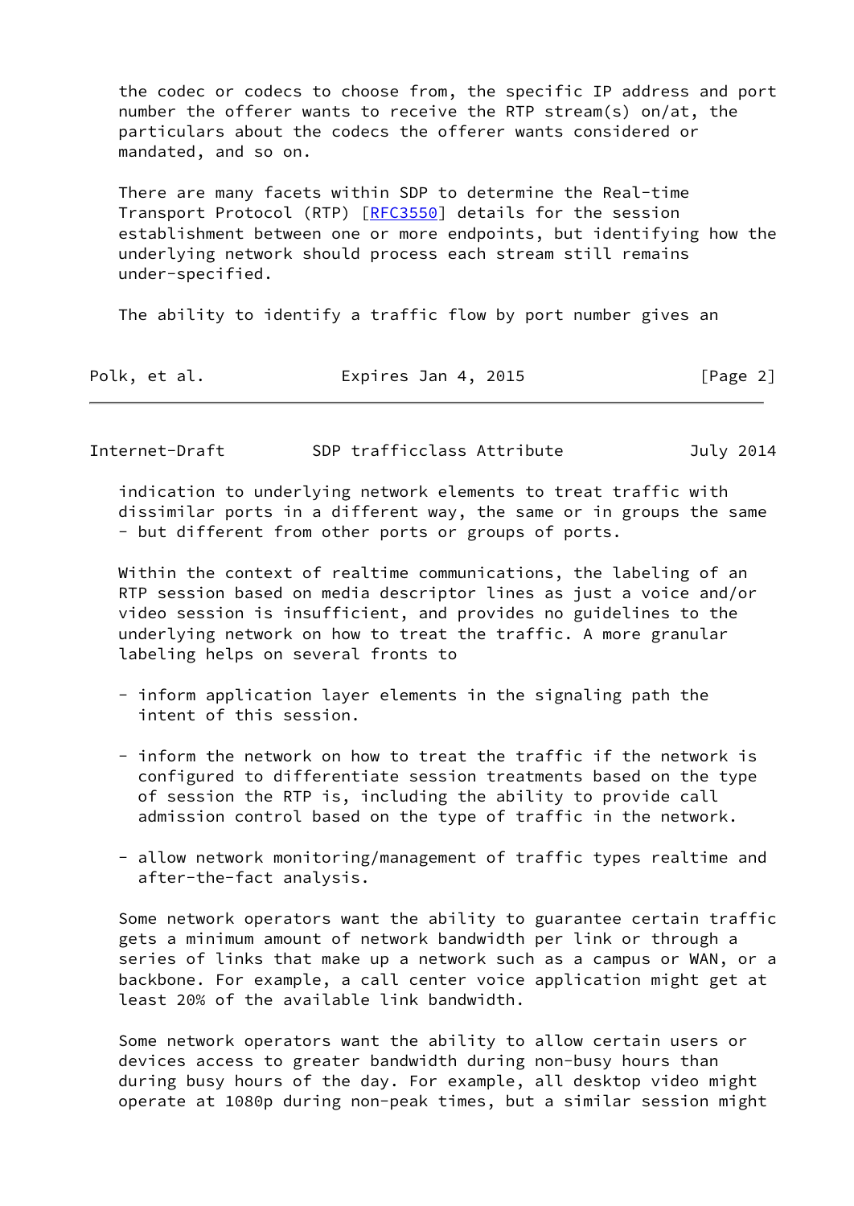the codec or codecs to choose from, the specific IP address and port number the offerer wants to receive the RTP stream(s) on/at, the particulars about the codecs the offerer wants considered or mandated, and so on.

There are many facets within SDP to determine the Real-time Transport Protocol (RTP) [RFC3550] details for the session establishment between one or more endpoints, but identifying how the underlying network should process each stream still remains under-specified.

The ability to identify a traffic flow by port number gives an indication to underlying network elements to treat traffic with dissimilar ports in a different way, the same or in groups the same - but different from other ports or groups of ports.

Within the context of realtime communications, the labeling of an RTP session based on media descriptor lines as just a voice and/or video session is insufficient, and provides no guidelines to the underlying network on how to treat the traffic. A more granular labeling helps on several fronts to

- inform application layer elements in the signaling path the intent of this session.

- inform the network on how to treat the traffic if the network is configured to differentiate session treatments based on the type of session the RTP is, including the ability to provide call admission control based on the type of traffic in the network.

- allow network monitoring/management of traffic types realtime and after-the-fact analysis.

Some network operators want the ability to guarantee certain traffic gets a minimum amount of network bandwidth per link or through a series of links that make up a network such as a campus or WAN, or a backbone. For example, a call center voice application might get at least 20% of the available link bandwidth.

Some network operators want the ability to allow certain users or devices access to greater bandwidth during non-busy hours than during busy hours of the day. For example, all desktop video might operate at 1080p during non-peak times, but a similar session might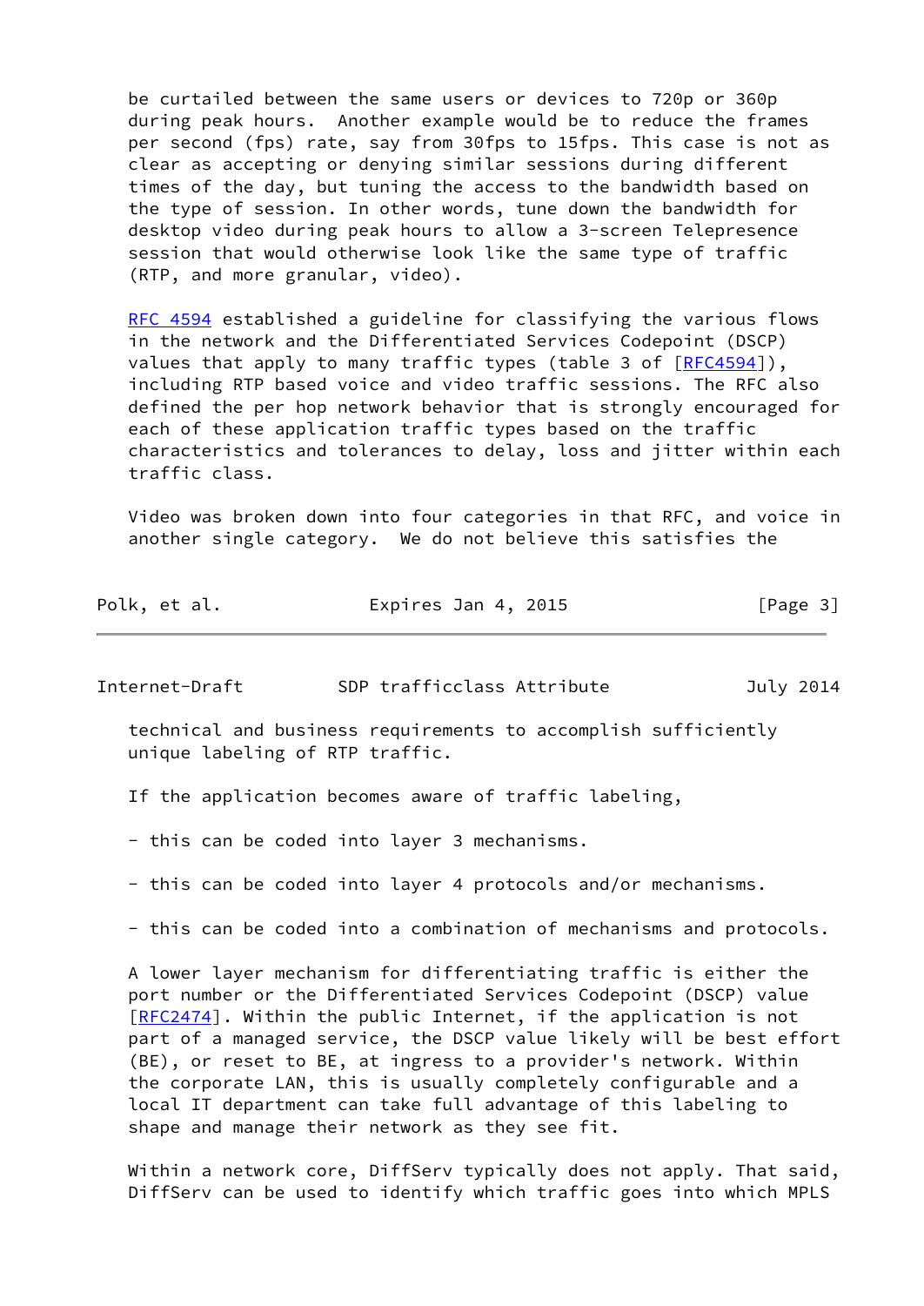be curtailed between the same users or devices to 720p or 360p during peak hours. Another example would be to reduce the frames per second (fps) rate, say from 30fps to 15fps. This case is not as clear as accepting or denying similar sessions during different times of the day, but tuning the access to the bandwidth based on the type of session. In other words, tune down the bandwidth for desktop video during peak hours to allow a 3-screen Telepresence session that would otherwise look like the same type of traffic (RTP, and more granular, video).

RFC 4594 established a guideline for classifying the various flows in the network and the Differentiated Services Codepoint (DSCP) values that apply to many traffic types (table 3 of [RFC4594]), including RTP based voice and video traffic sessions. The RFC also defined the per hop network behavior that is strongly encouraged for each of these application traffic types based on the traffic characteristics and tolerances to delay, loss and jitter within each traffic class.

Video was broken down into four categories in that RFC, and voice in another single category. We do not believe this satisfies the technical and business requirements to accomplish sufficiently unique labeling of RTP traffic.

If the application becomes aware of traffic labeling,

- this can be coded into layer 3 mechanisms.

- this can be coded into layer 4 protocols and/or mechanisms.

- this can be coded into a combination of mechanisms and protocols.

A lower layer mechanism for differentiating traffic is either the port number or the Differentiated Services Codepoint (DSCP) value [RFC2474]. Within the public Internet, if the application is not part of a managed service, the DSCP value likely will be best effort (BE), or reset to BE, at ingress to a provider's network. Within the corporate LAN, this is usually completely configurable and a local IT department can take full advantage of this labeling to shape and manage their network as they see fit.

Within a network core, DiffServ typically does not apply. That said, DiffServ can be used to identify which traffic goes into which MPLS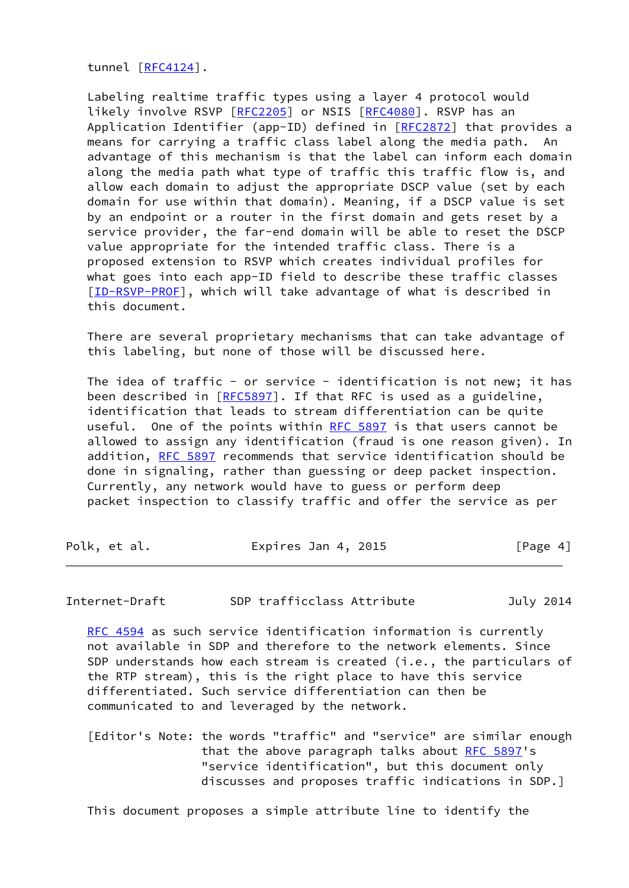tunnel [RFC4124].

Labeling realtime traffic types using a layer 4 protocol would likely involve RSVP [RFC2205] or NSIS [RFC4080]. RSVP has an Application Identifier (app-ID) defined in [RFC2872] that provides a means for carrying a traffic class label along the media path. An advantage of this mechanism is that the label can inform each domain along the media path what type of traffic this traffic flow is, and allow each domain to adjust the appropriate DSCP value (set by each domain for use within that domain). Meaning, if a DSCP value is set by an endpoint or a router in the first domain and gets reset by a service provider, the far-end domain will be able to reset the DSCP value appropriate for the intended traffic class. There is a proposed extension to RSVP which creates individual profiles for what goes into each app-ID field to describe these traffic classes [ID-RSVP-PROF], which will take advantage of what is described in this document.

There are several proprietary mechanisms that can take advantage of this labeling, but none of those will be discussed here.

The idea of traffic - or service - identification is not new; it has been described in [RFC5897]. If that RFC is used as a guideline, identification that leads to stream differentiation can be quite useful. One of the points within RFC 5897 is that users cannot be allowed to assign any identification (fraud is one reason given). In addition, RFC 5897 recommends that service identification should be done in signaling, rather than guessing or deep packet inspection. Currently, any network would have to guess or perform deep packet inspection to classify traffic and offer the service as per RFC 4594 as such service identification information is currently not available in SDP and therefore to the network elements. Since SDP understands how each stream is created (i.e., the particulars of the RTP stream), this is the right place to have this service differentiated. Such service differentiation can then be communicated to and leveraged by the network.

[Editor's Note: the words "traffic" and "service" are similar enough that the above paragraph talks about RFC 5897's "service identification", but this document only discusses and proposes traffic indications in SDP.]

This document proposes a simple attribute line to identify the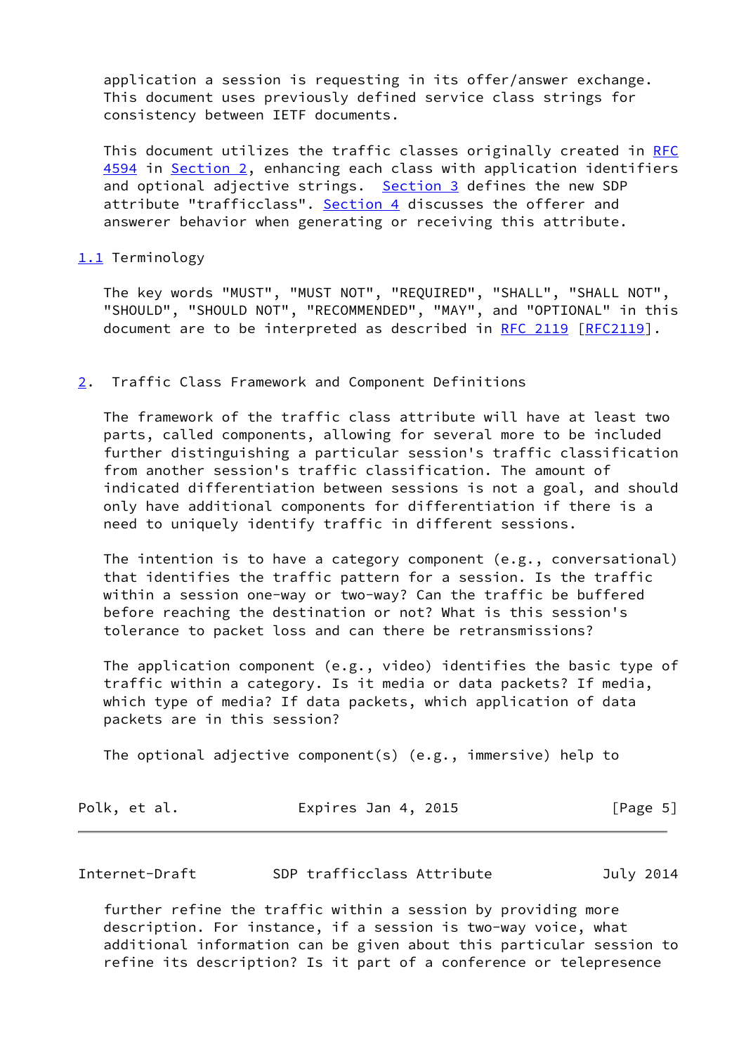application a session is requesting in its offer/answer exchange. This document uses previously defined service class strings for consistency between IETF documents.

This document utilizes the traffic classes originally created in RFC 4594 in Section 2, enhancing each class with application identifiers and optional adjective strings. Section 3 defines the new SDP attribute "trafficclass". Section 4 discusses the offerer and answerer behavior when generating or receiving this attribute.

### 1.1 Terminology

The key words "MUST", "MUST NOT", "REQUIRED", "SHALL", "SHALL NOT", "SHOULD", "SHOULD NOT", "RECOMMENDED", "MAY", and "OPTIONAL" in this document are to be interpreted as described in RFC 2119 [RFC2119].

## 2. Traffic Class Framework and Component Definitions

The framework of the traffic class attribute will have at least two parts, called components, allowing for several more to be included further distinguishing a particular session's traffic classification from another session's traffic classification. The amount of indicated differentiation between sessions is not a goal, and should only have additional components for differentiation if there is a need to uniquely identify traffic in different sessions.

The intention is to have a category component (e.g., conversational) that identifies the traffic pattern for a session. Is the traffic within a session one-way or two-way? Can the traffic be buffered before reaching the destination or not? What is this session's tolerance to packet loss and can there be retransmissions?

The application component (e.g., video) identifies the basic type of traffic within a category. Is it media or data packets? If media, which type of media? If data packets, which application of data packets are in this session?

The optional adjective component(s) (e.g., immersive) help to further refine the traffic within a session by providing more description. For instance, if a session is two-way voice, what additional information can be given about this particular session to refine its description? Is it part of a conference or telepresence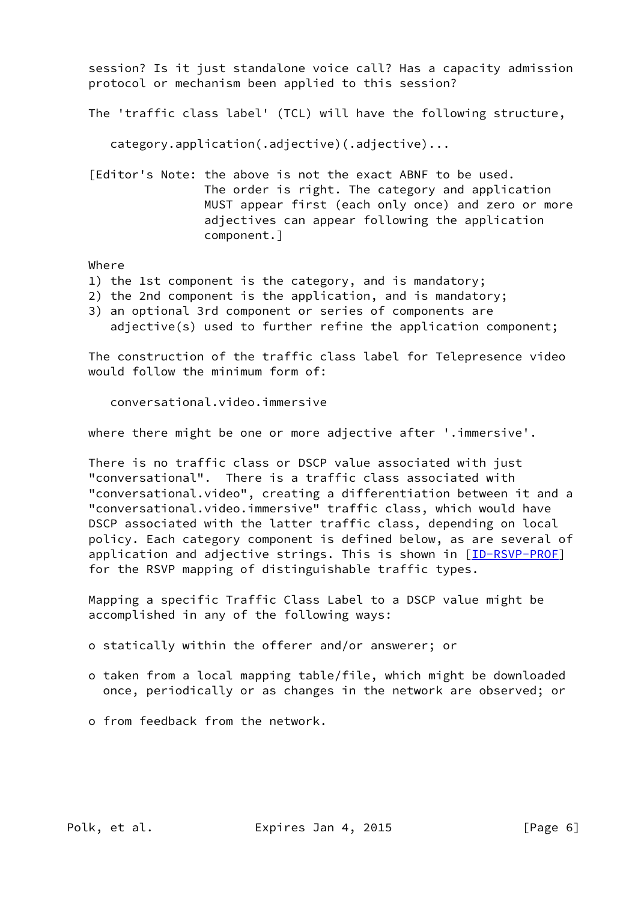session? Is it just standalone voice call? Has a capacity admission protocol or mechanism been applied to this session?

The 'traffic class label' (TCL) will have the following structure,

```
category.application(.adjective)(.adjective)...
```

[Editor's Note: the above is not the exact ABNF to be used. The order is right. The category and application MUST appear first (each only once) and zero or more adjectives can appear following the application component.]

Where

1) the 1st component is the category, and is mandatory;
2) the 2nd component is the application, and is mandatory;
3) an optional 3rd component or series of components are adjective(s) used to further refine the application component;

The construction of the traffic class label for Telepresence video would follow the minimum form of:

```
conversational.video.immersive
```

where there might be one or more adjective after '.immersive'.

There is no traffic class or DSCP value associated with just "conversational". There is a traffic class associated with "conversational.video", creating a differentiation between it and a "conversational.video.immersive" traffic class, which would have DSCP associated with the latter traffic class, depending on local policy. Each category component is defined below, as are several of application and adjective strings. This is shown in [ID-RSVP-PROF] for the RSVP mapping of distinguishable traffic types.

Mapping a specific Traffic Class Label to a DSCP value might be accomplished in any of the following ways:

- statically within the offerer and/or answerer; or
- taken from a local mapping table/file, which might be downloaded once, periodically or as changes in the network are observed; or
- from feedback from the network.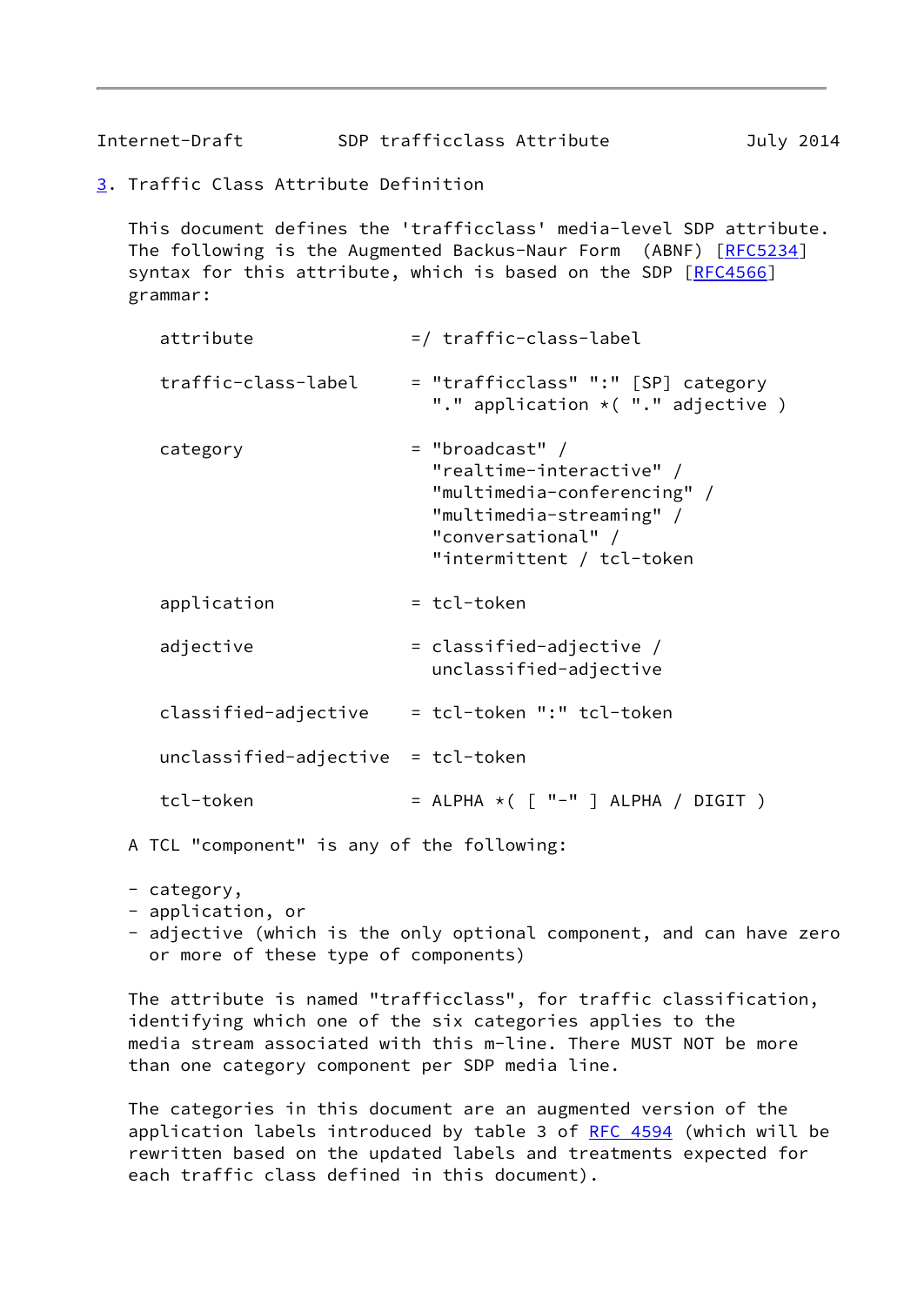## 3. Traffic Class Attribute Definition

This document defines the 'trafficclass' media-level SDP attribute. The following is the Augmented Backus-Naur Form (ABNF) [RFC5234] syntax for this attribute, which is based on the SDP [RFC4566] grammar:

```
attribute              =/ traffic-class-label

traffic-class-label     = "trafficclass" ":" [SP] category
                          "." application *( "." adjective )

category               = "broadcast" /
                          "realtime-interactive" /
                          "multimedia-conferencing" /
                          "multimedia-streaming" /
                          "conversational" /
                          "intermittent / tcl-token

application            = tcl-token

adjective              = classified-adjective /
                          unclassified-adjective

classified-adjective    = tcl-token ":" tcl-token

unclassified-adjective  = tcl-token

tcl-token              = ALPHA *( [ "-" ] ALPHA / DIGIT )
```

A TCL "component" is any of the following:

- category,
- application, or
- adjective (which is the only optional component, and can have zero or more of these type of components)

The attribute is named "trafficclass", for traffic classification, identifying which one of the six categories applies to the media stream associated with this m-line. There MUST NOT be more than one category component per SDP media line.

The categories in this document are an augmented version of the application labels introduced by table 3 of RFC 4594 (which will be rewritten based on the updated labels and treatments expected for each traffic class defined in this document).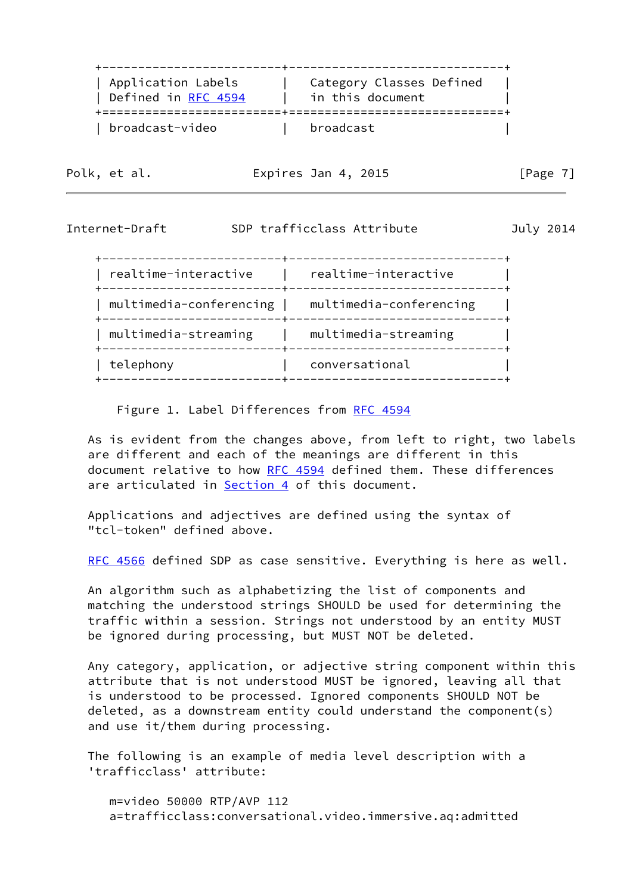| Application Labels Defined in RFC 4594 | Category Classes Defined in this document |
|---|---|
| broadcast-video | broadcast |
| realtime-interactive | realtime-interactive |
| multimedia-conferencing | multimedia-conferencing |
| multimedia-streaming | multimedia-streaming |
| telephony | conversational |

Figure 1. Label Differences from RFC 4594

As is evident from the changes above, from left to right, two labels are different and each of the meanings are different in this document relative to how RFC 4594 defined them. These differences are articulated in Section 4 of this document.

Applications and adjectives are defined using the syntax of "tcl-token" defined above.

RFC 4566 defined SDP as case sensitive. Everything is here as well.

An algorithm such as alphabetizing the list of components and matching the understood strings SHOULD be used for determining the traffic within a session. Strings not understood by an entity MUST be ignored during processing, but MUST NOT be deleted.

Any category, application, or adjective string component within this attribute that is not understood MUST be ignored, leaving all that is understood to be processed. Ignored components SHOULD NOT be deleted, as a downstream entity could understand the component(s) and use it/them during processing.

The following is an example of media level description with a 'trafficclass' attribute:

```
m=video 50000 RTP/AVP 112
a=trafficclass:conversational.video.immersive.aq:admitted
```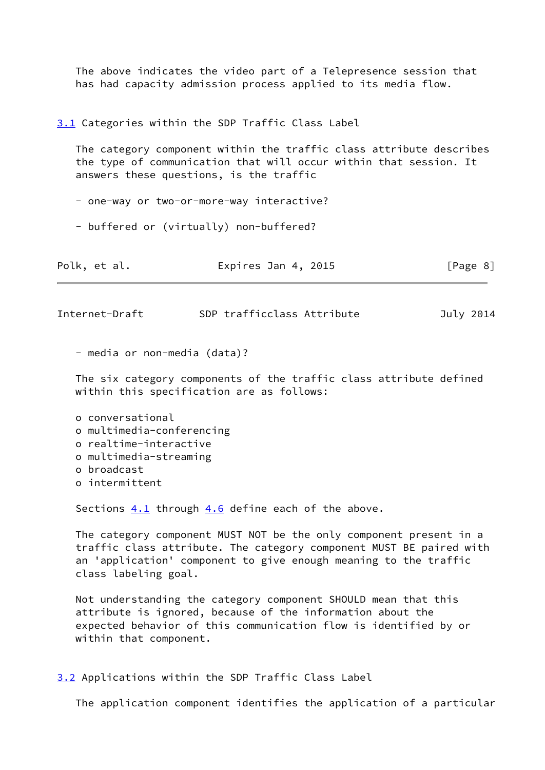The above indicates the video part of a Telepresence session that has had capacity admission process applied to its media flow.

## 3.1 Categories within the SDP Traffic Class Label

The category component within the traffic class attribute describes the type of communication that will occur within that session. It answers these questions, is the traffic

- one-way or two-or-more-way interactive?

- buffered or (virtually) non-buffered?

- media or non-media (data)?

The six category components of the traffic class attribute defined within this specification are as follows:

- conversational
- multimedia-conferencing
- realtime-interactive
- multimedia-streaming
- broadcast
- intermittent

Sections 4.1 through 4.6 define each of the above.

The category component MUST NOT be the only component present in a traffic class attribute. The category component MUST BE paired with an 'application' component to give enough meaning to the traffic class labeling goal.

Not understanding the category component SHOULD mean that this attribute is ignored, because of the information about the expected behavior of this communication flow is identified by or within that component.

## 3.2 Applications within the SDP Traffic Class Label

The application component identifies the application of a particular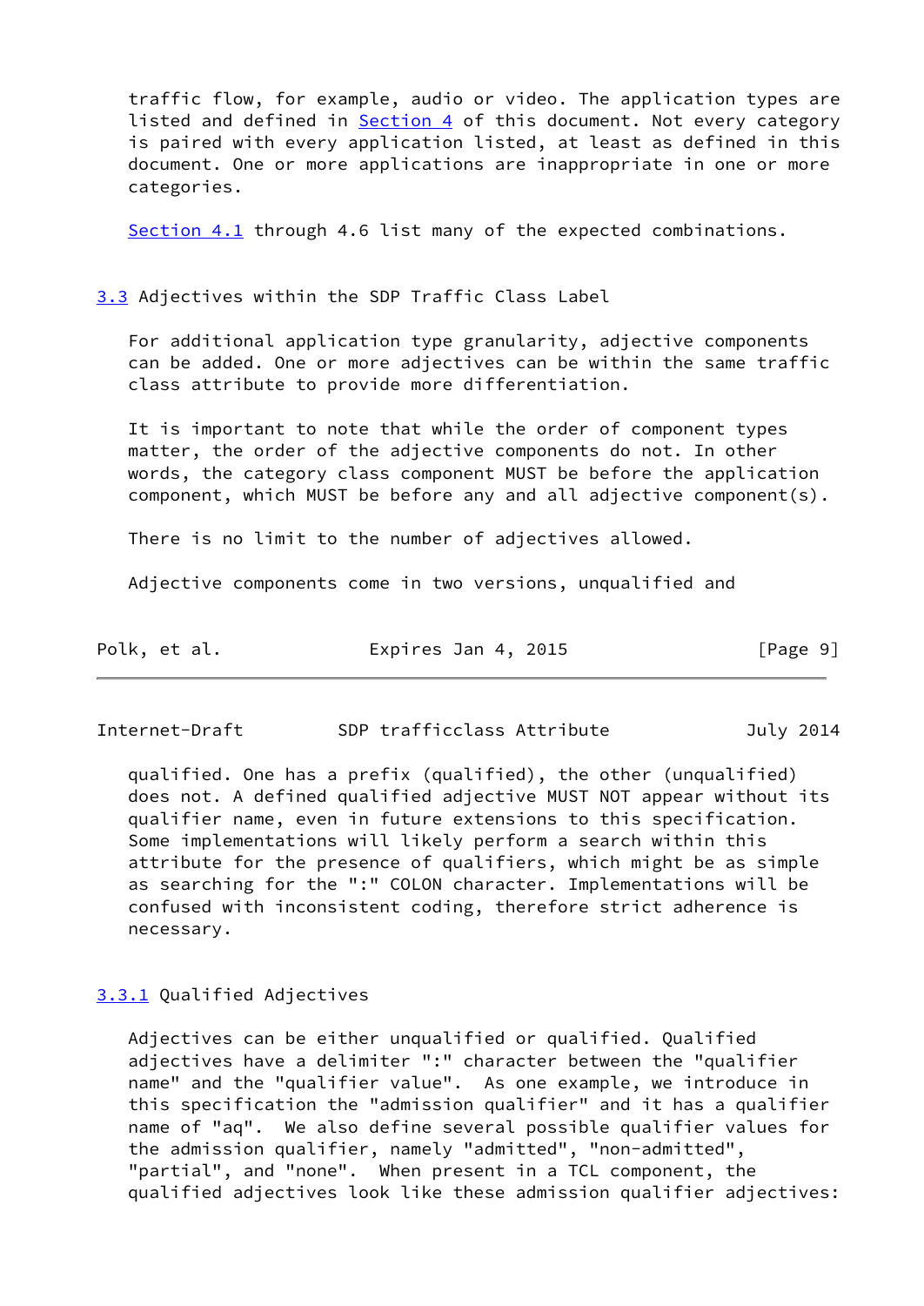traffic flow, for example, audio or video. The application types are listed and defined in Section 4 of this document. Not every category is paired with every application listed, at least as defined in this document. One or more applications are inappropriate in one or more categories.

Section 4.1 through 4.6 list many of the expected combinations.

### 3.3 Adjectives within the SDP Traffic Class Label

For additional application type granularity, adjective components can be added. One or more adjectives can be within the same traffic class attribute to provide more differentiation.

It is important to note that while the order of component types matter, the order of the adjective components do not. In other words, the category class component MUST be before the application component, which MUST be before any and all adjective component(s).

There is no limit to the number of adjectives allowed.

Adjective components come in two versions, unqualified and qualified. One has a prefix (qualified), the other (unqualified) does not. A defined qualified adjective MUST NOT appear without its qualifier name, even in future extensions to this specification. Some implementations will likely perform a search within this attribute for the presence of qualifiers, which might be as simple as searching for the ":" COLON character. Implementations will be confused with inconsistent coding, therefore strict adherence is necessary.

#### 3.3.1 Qualified Adjectives

Adjectives can be either unqualified or qualified. Qualified adjectives have a delimiter ":" character between the "qualifier name" and the "qualifier value". As one example, we introduce in this specification the "admission qualifier" and it has a qualifier name of "aq". We also define several possible qualifier values for the admission qualifier, namely "admitted", "non-admitted", "partial", and "none". When present in a TCL component, the qualified adjectives look like these admission qualifier adjectives: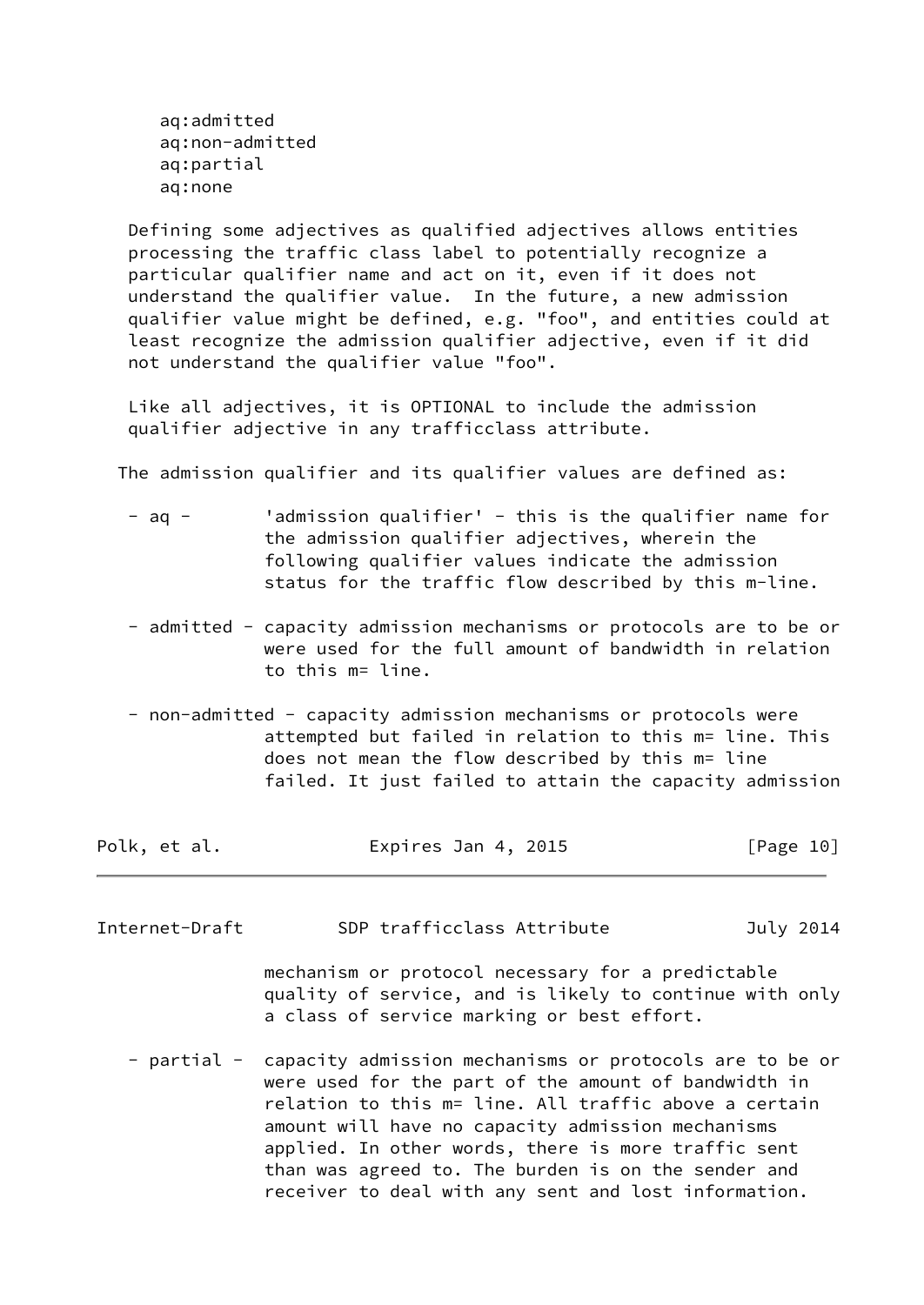```
aq:admitted
aq:non-admitted
aq:partial
aq:none
```

Defining some adjectives as qualified adjectives allows entities processing the traffic class label to potentially recognize a particular qualifier name and act on it, even if it does not understand the qualifier value. In the future, a new admission qualifier value might be defined, e.g. "foo", and entities could at least recognize the admission qualifier adjective, even if it did not understand the qualifier value "foo".

Like all adjectives, it is OPTIONAL to include the admission qualifier adjective in any trafficclass attribute.

The admission qualifier and its qualifier values are defined as:

- aq - 'admission qualifier' - this is the qualifier name for the admission qualifier adjectives, wherein the following qualifier values indicate the admission status for the traffic flow described by this m-line.

- admitted - capacity admission mechanisms or protocols are to be or were used for the full amount of bandwidth in relation to this m= line.

- non-admitted - capacity admission mechanisms or protocols were attempted but failed in relation to this m= line. This does not mean the flow described by this m= line failed. It just failed to attain the capacity admission mechanism or protocol necessary for a predictable quality of service, and is likely to continue with only a class of service marking or best effort.

- partial - capacity admission mechanisms or protocols are to be or were used for the part of the amount of bandwidth in relation to this m= line. All traffic above a certain amount will have no capacity admission mechanisms applied. In other words, there is more traffic sent than was agreed to. The burden is on the sender and receiver to deal with any sent and lost information.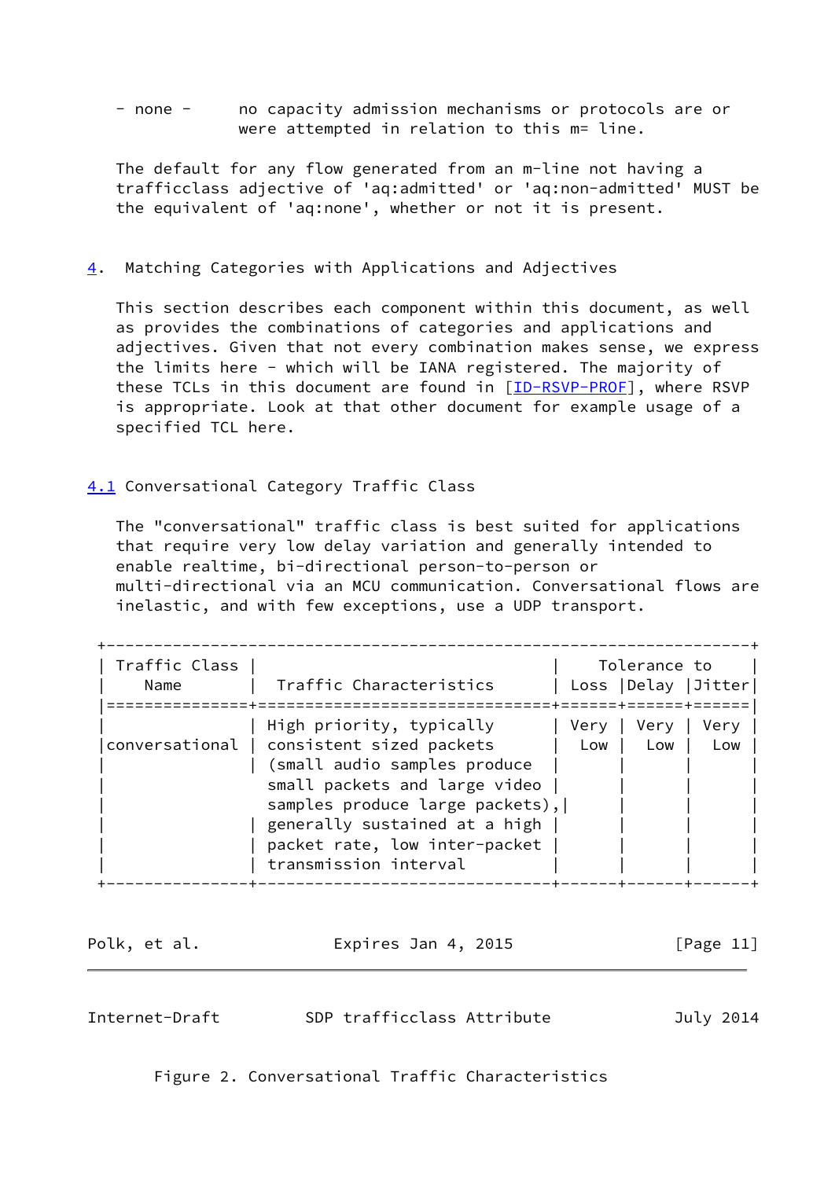- none -     no capacity admission mechanisms or protocols are or were attempted in relation to this m= line.

The default for any flow generated from an m-line not having a trafficclass adjective of 'aq:admitted' or 'aq:non-admitted' MUST be the equivalent of 'aq:none', whether or not it is present.

## 4. Matching Categories with Applications and Adjectives

This section describes each component within this document, as well as provides the combinations of categories and applications and adjectives. Given that not every combination makes sense, we express the limits here - which will be IANA registered. The majority of these TCLs in this document are found in [ID-RSVP-PROF], where RSVP is appropriate. Look at that other document for example usage of a specified TCL here.

### 4.1 Conversational Category Traffic Class

The "conversational" traffic class is best suited for applications that require very low delay variation and generally intended to enable realtime, bi-directional person-to-person or multi-directional via an MCU communication. Conversational flows are inelastic, and with few exceptions, use a UDP transport.

| Traffic Class Name | Traffic Characteristics | Tolerance to Loss | Tolerance to Delay | Tolerance to Jitter |
|---|---|---|---|---|
| conversational | High priority, typically consistent sized packets (small audio samples produce small packets and large video samples produce large packets), generally sustained at a high packet rate, low inter-packet transmission interval | Very Low | Very Low | Very Low |

Figure 2. Conversational Traffic Characteristics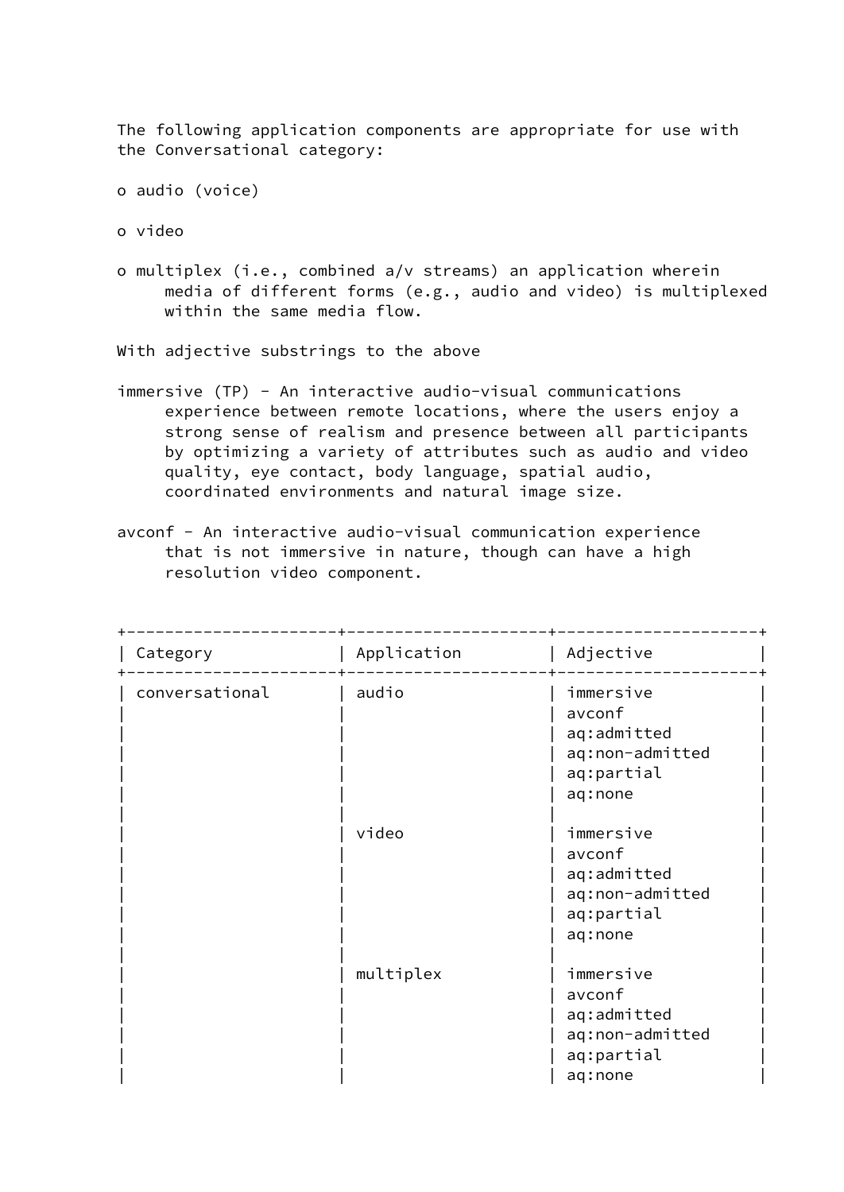The following application components are appropriate for use with the Conversational category:

- audio (voice)
- video
- multiplex (i.e., combined a/v streams) an application wherein media of different forms (e.g., audio and video) is multiplexed within the same media flow.

With adjective substrings to the above

immersive (TP) - An interactive audio-visual communications experience between remote locations, where the users enjoy a strong sense of realism and presence between all participants by optimizing a variety of attributes such as audio and video quality, eye contact, body language, spatial audio, coordinated environments and natural image size.

avconf - An interactive audio-visual communication experience that is not immersive in nature, though can have a high resolution video component.

| Category | Application | Adjective |
|---|---|---|
| conversational | audio | immersive<br>avconf<br>aq:admitted<br>aq:non-admitted<br>aq:partial<br>aq:none |
| | video | immersive<br>avconf<br>aq:admitted<br>aq:non-admitted<br>aq:partial<br>aq:none |
| | multiplex | immersive<br>avconf<br>aq:admitted<br>aq:non-admitted<br>aq:partial<br>aq:none |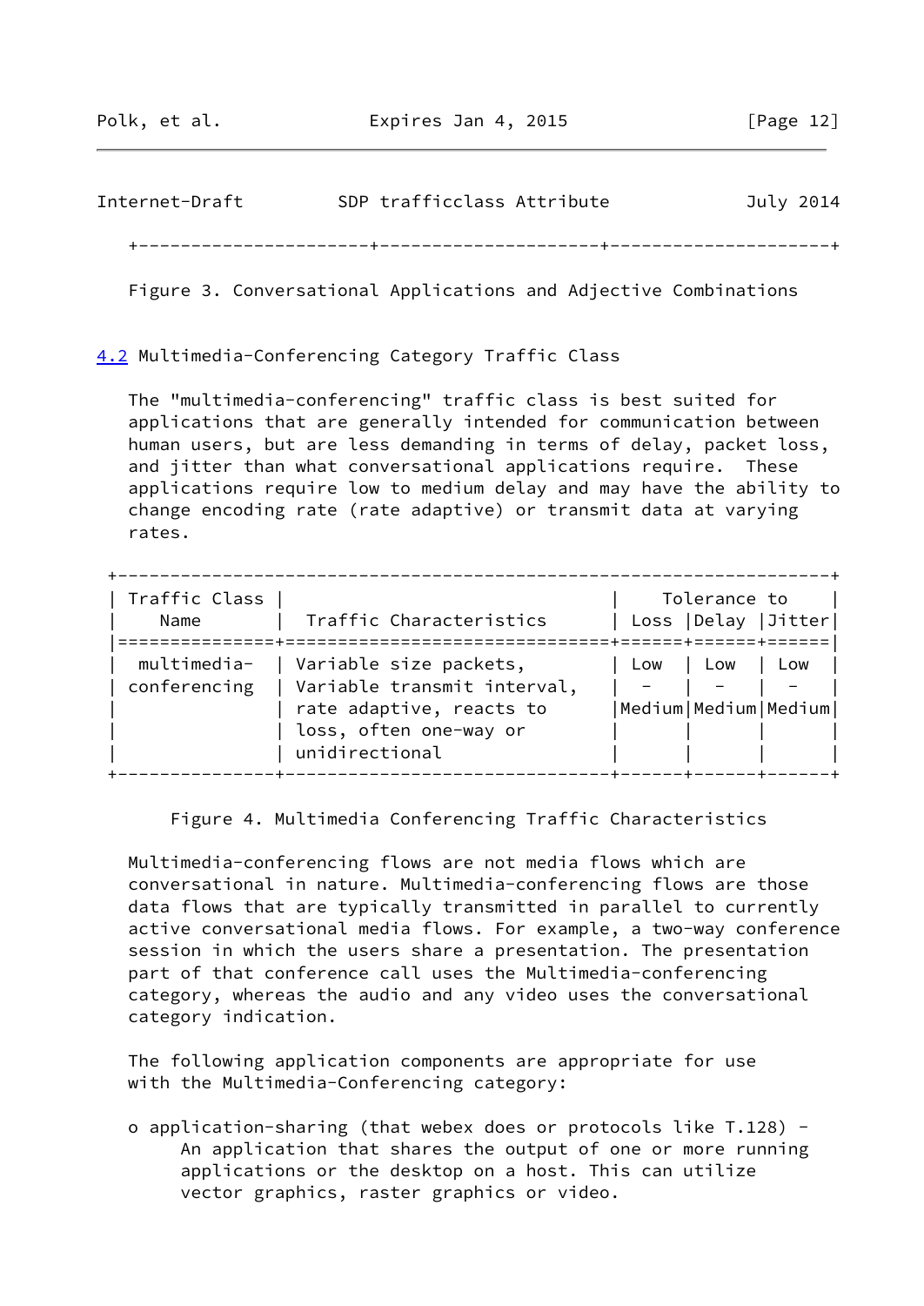Figure 3. Conversational Applications and Adjective Combinations

## 4.2 Multimedia-Conferencing Category Traffic Class

The "multimedia-conferencing" traffic class is best suited for applications that are generally intended for communication between human users, but are less demanding in terms of delay, packet loss, and jitter than what conversational applications require. These applications require low to medium delay and may have the ability to change encoding rate (rate adaptive) or transmit data at varying rates.

| Traffic Class Name | Traffic Characteristics | Tolerance to Loss | Tolerance to Delay | Tolerance to Jitter |
|---|---|---|---|---|
| multimedia-conferencing | Variable size packets, Variable transmit interval, rate adaptive, reacts to loss, often one-way or unidirectional | Low - Medium | Low - Medium | Low - Medium |

Figure 4. Multimedia Conferencing Traffic Characteristics

Multimedia-conferencing flows are not media flows which are conversational in nature. Multimedia-conferencing flows are those data flows that are typically transmitted in parallel to currently active conversational media flows. For example, a two-way conference session in which the users share a presentation. The presentation part of that conference call uses the Multimedia-conferencing category, whereas the audio and any video uses the conversational category indication.

The following application components are appropriate for use with the Multimedia-Conferencing category:

- application-sharing (that webex does or protocols like T.128) - An application that shares the output of one or more running applications or the desktop on a host. This can utilize vector graphics, raster graphics or video.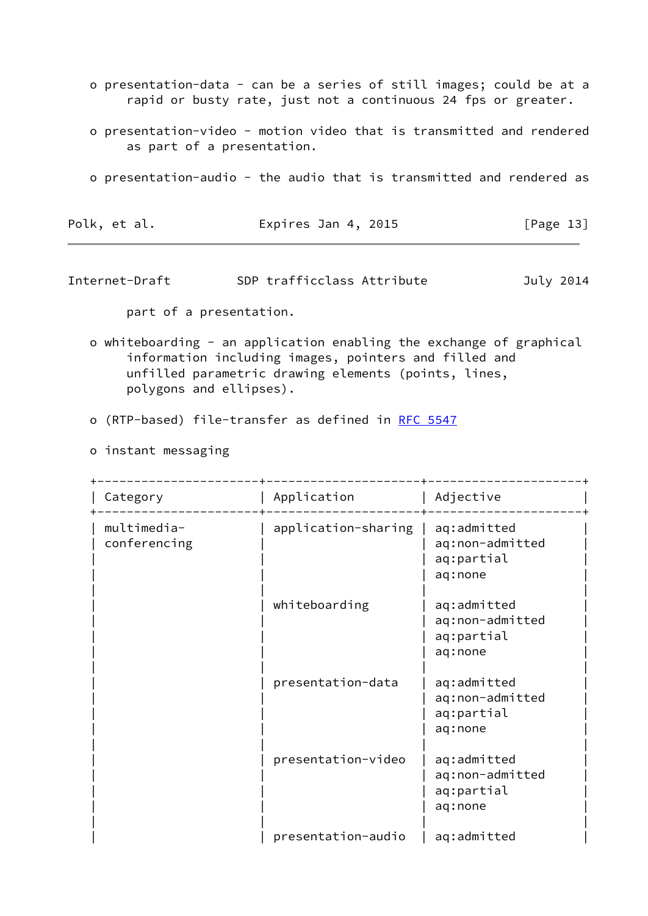- presentation-data - can be a series of still images; could be at a rapid or busty rate, just not a continuous 24 fps or greater.

- presentation-video - motion video that is transmitted and rendered as part of a presentation.

- presentation-audio - the audio that is transmitted and rendered as part of a presentation.

- whiteboarding - an application enabling the exchange of graphical information including images, pointers and filled and unfilled parametric drawing elements (points, lines, polygons and ellipses).

- (RTP-based) file-transfer as defined in RFC 5547

- instant messaging

| Category | Application | Adjective |
|---|---|---|
| multimedia-conferencing | application-sharing | aq:admitted<br>aq:non-admitted<br>aq:partial<br>aq:none |
| | whiteboarding | aq:admitted<br>aq:non-admitted<br>aq:partial<br>aq:none |
| | presentation-data | aq:admitted<br>aq:non-admitted<br>aq:partial<br>aq:none |
| | presentation-video | aq:admitted<br>aq:non-admitted<br>aq:partial<br>aq:none |
| | presentation-audio | aq:admitted |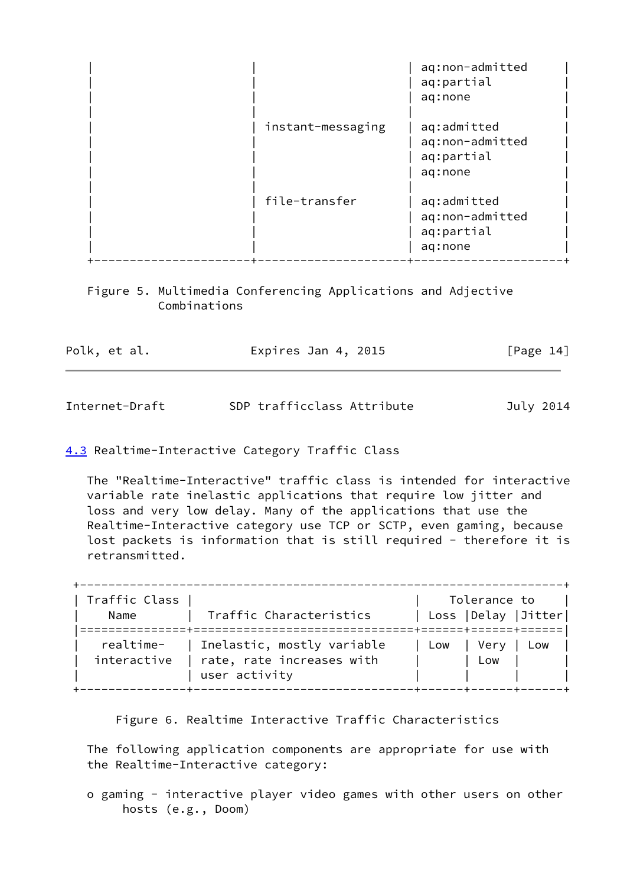| | | |
|---|---|---|
| | | aq:non-admitted<br>aq:partial<br>aq:none |
| | instant-messaging | aq:admitted<br>aq:non-admitted<br>aq:partial<br>aq:none |
| | file-transfer | aq:admitted<br>aq:non-admitted<br>aq:partial<br>aq:none |

Figure 5. Multimedia Conferencing Applications and Adjective Combinations

## 4.3 Realtime-Interactive Category Traffic Class

The "Realtime-Interactive" traffic class is intended for interactive variable rate inelastic applications that require low jitter and loss and very low delay. Many of the applications that use the Realtime-Interactive category use TCP or SCTP, even gaming, because lost packets is information that is still required - therefore it is retransmitted.

| Traffic Class Name | Traffic Characteristics | Tolerance to Loss | Delay | Jitter |
|---|---|---|---|---|
| realtime-interactive | Inelastic, mostly variable rate, rate increases with user activity | Low | Very Low | Low |

Figure 6. Realtime Interactive Traffic Characteristics

The following application components are appropriate for use with the Realtime-Interactive category:

- o gaming - interactive player video games with other users on other hosts (e.g., Doom)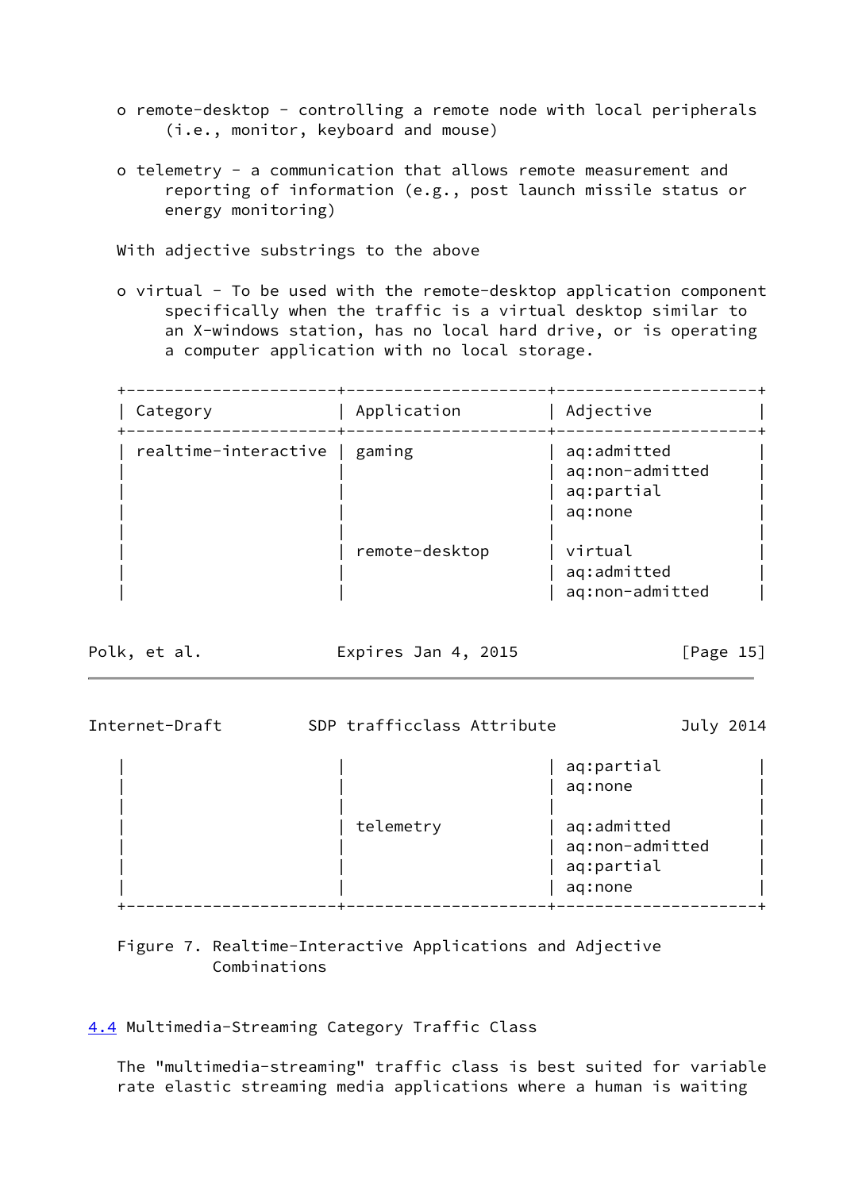- remote-desktop - controlling a remote node with local peripherals (i.e., monitor, keyboard and mouse)

- telemetry - a communication that allows remote measurement and reporting of information (e.g., post launch missile status or energy monitoring)

With adjective substrings to the above

- virtual - To be used with the remote-desktop application component specifically when the traffic is a virtual desktop similar to an X-windows station, has no local hard drive, or is operating a computer application with no local storage.

| Category | Application | Adjective |
| --- | --- | --- |
| realtime-interactive | gaming | aq:admitted |
| | | aq:non-admitted |
| | | aq:partial |
| | | aq:none |
| | | |
| | remote-desktop | virtual |
| | | aq:admitted |
| | | aq:non-admitted |
| | | aq:partial |
| | | aq:none |
| | | |
| | telemetry | aq:admitted |
| | | aq:non-admitted |
| | | aq:partial |
| | | aq:none |

Figure 7. Realtime-Interactive Applications and Adjective Combinations

## 4.4 Multimedia-Streaming Category Traffic Class

The "multimedia-streaming" traffic class is best suited for variable rate elastic streaming media applications where a human is waiting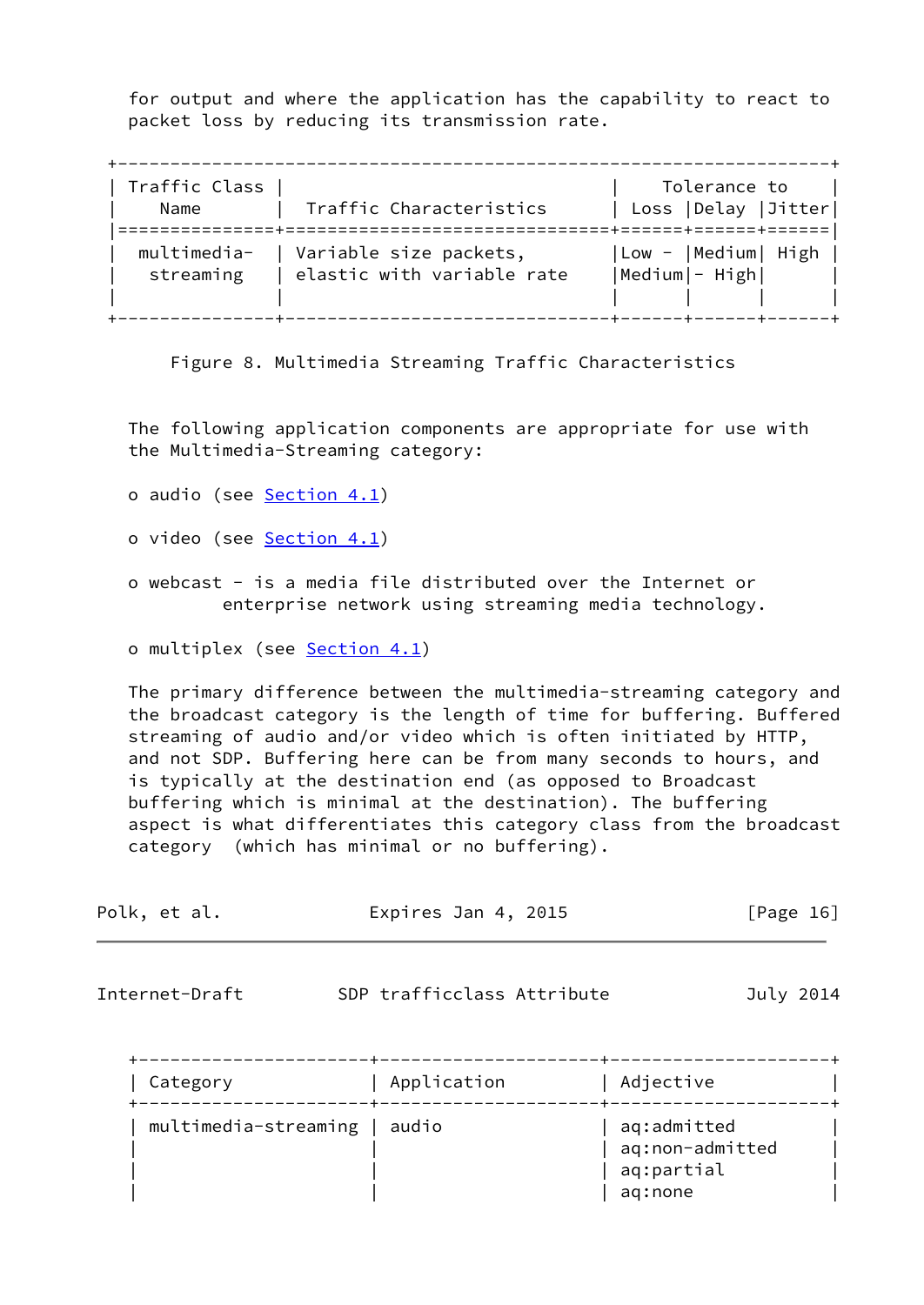for output and where the application has the capability to react to packet loss by reducing its transmission rate.

| Traffic Class Name | Traffic Characteristics | Tolerance to Loss | Delay | Jitter |
|---|---|---|---|---|
| multimedia-streaming | Variable size packets, elastic with variable rate | Low - Medium | Medium - High | High |

Figure 8. Multimedia Streaming Traffic Characteristics

The following application components are appropriate for use with the Multimedia-Streaming category:

- o audio (see Section 4.1)
- o video (see Section 4.1)
- o webcast - is a media file distributed over the Internet or enterprise network using streaming media technology.
- o multiplex (see Section 4.1)

The primary difference between the multimedia-streaming category and the broadcast category is the length of time for buffering. Buffered streaming of audio and/or video which is often initiated by HTTP, and not SDP. Buffering here can be from many seconds to hours, and is typically at the destination end (as opposed to Broadcast buffering which is minimal at the destination). The buffering aspect is what differentiates this category class from the broadcast category (which has minimal or no buffering).

| Category | Application | Adjective |
|---|---|---|
| multimedia-streaming | audio | aq:admitted |
| | | aq:non-admitted |
| | | aq:partial |
| | | aq:none |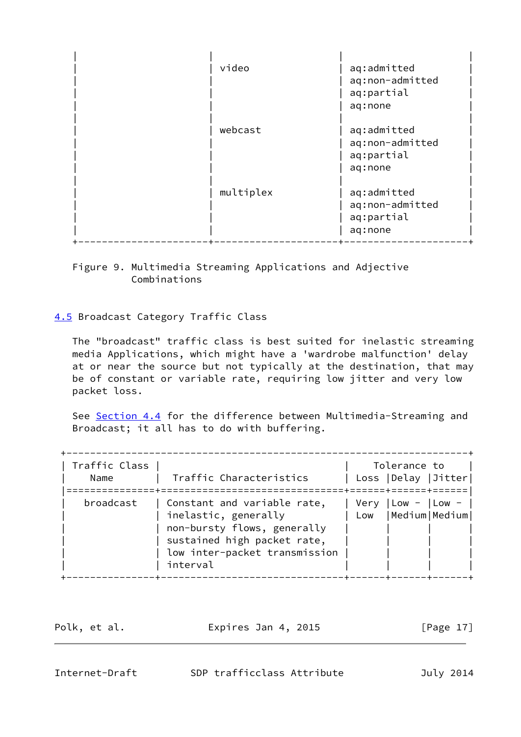| | | |
|---|---|---|
| | video | aq:admitted<br>aq:non-admitted<br>aq:partial<br>aq:none |
| | webcast | aq:admitted<br>aq:non-admitted<br>aq:partial<br>aq:none |
| | multiplex | aq:admitted<br>aq:non-admitted<br>aq:partial<br>aq:none |

Figure 9. Multimedia Streaming Applications and Adjective Combinations

## 4.5 Broadcast Category Traffic Class

The "broadcast" traffic class is best suited for inelastic streaming media Applications, which might have a 'wardrobe malfunction' delay at or near the source but not typically at the destination, that may be of constant or variable rate, requiring low jitter and very low packet loss.

See Section 4.4 for the difference between Multimedia-Streaming and Broadcast; it all has to do with buffering.

| Traffic Class Name | Traffic Characteristics | Tolerance to | | |
|---|---|---|---|---|
| | | Loss | Delay | Jitter |
| broadcast | Constant and variable rate, inelastic, generally non-bursty flows, generally sustained high packet rate, low inter-packet transmission interval | Very Low | Low - Medium | Low - Medium |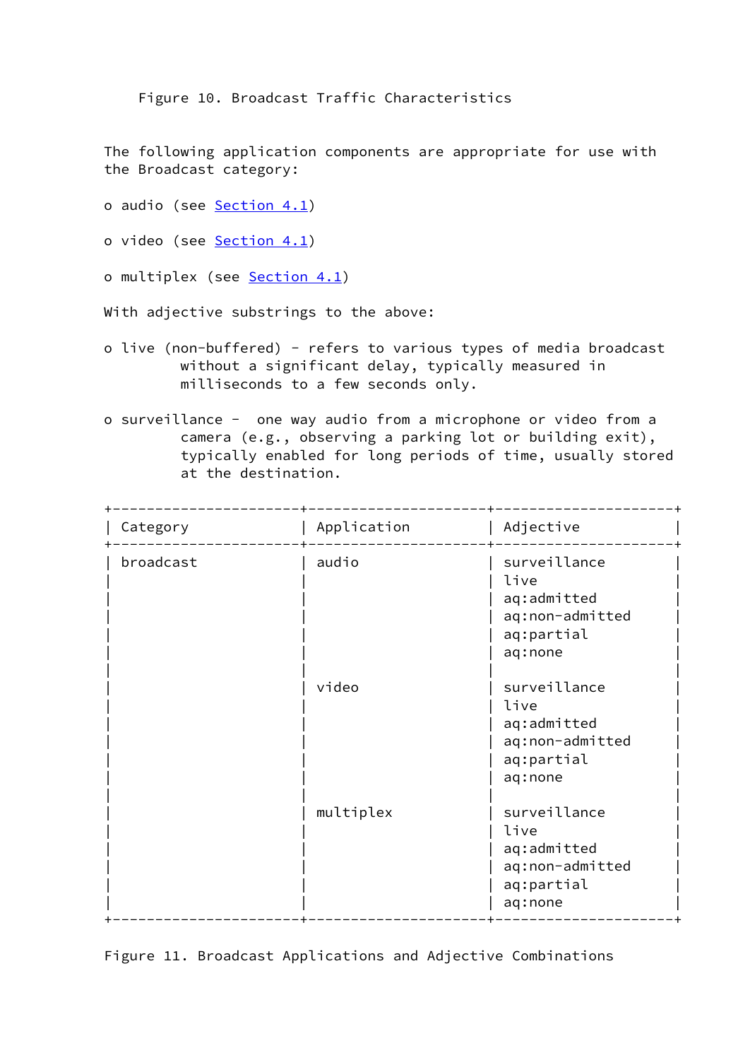Figure 10. Broadcast Traffic Characteristics

The following application components are appropriate for use with the Broadcast category:

- audio (see Section 4.1)
- video (see Section 4.1)
- multiplex (see Section 4.1)

With adjective substrings to the above:

- live (non-buffered) - refers to various types of media broadcast without a significant delay, typically measured in milliseconds to a few seconds only.
- surveillance - one way audio from a microphone or video from a camera (e.g., observing a parking lot or building exit), typically enabled for long periods of time, usually stored at the destination.

| Category | Application | Adjective |
|---|---|---|
| broadcast | audio | surveillance |
| | | live |
| | | aq:admitted |
| | | aq:non-admitted |
| | | aq:partial |
| | | aq:none |
| | video | surveillance |
| | | live |
| | | aq:admitted |
| | | aq:non-admitted |
| | | aq:partial |
| | | aq:none |
| | multiplex | surveillance |
| | | live |
| | | aq:admitted |
| | | aq:non-admitted |
| | | aq:partial |
| | | aq:none |

Figure 11. Broadcast Applications and Adjective Combinations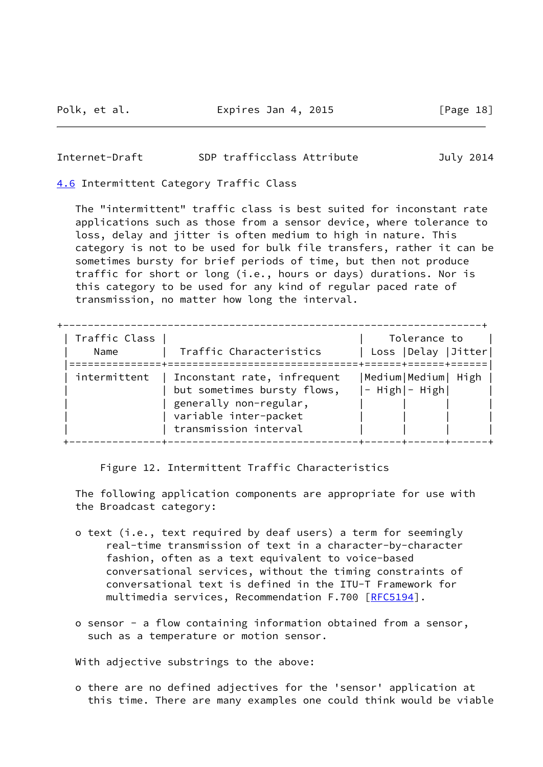### 4.6 Intermittent Category Traffic Class

The "intermittent" traffic class is best suited for inconstant rate applications such as those from a sensor device, where tolerance to loss, delay and jitter is often medium to high in nature. This category is not to be used for bulk file transfers, rather it can be sometimes bursty for brief periods of time, but then not produce traffic for short or long (i.e., hours or days) durations. Nor is this category to be used for any kind of regular paced rate of transmission, no matter how long the interval.

| Traffic Class Name | Traffic Characteristics | Tolerance to Loss | Tolerance to Delay | Tolerance to Jitter |
|---|---|---|---|---|
| intermittent | Inconstant rate, infrequent but sometimes bursty flows, generally non-regular, variable inter-packet transmission interval | Medium - High | Medium - High | High |

Figure 12. Intermittent Traffic Characteristics

The following application components are appropriate for use with the Broadcast category:

- text (i.e., text required by deaf users) a term for seemingly real-time transmission of text in a character-by-character fashion, often as a text equivalent to voice-based conversational services, without the timing constraints of conversational text is defined in the ITU-T Framework for multimedia services, Recommendation F.700 [RFC5194].

- sensor - a flow containing information obtained from a sensor, such as a temperature or motion sensor.

With adjective substrings to the above:

- there are no defined adjectives for the 'sensor' application at this time. There are many examples one could think would be viable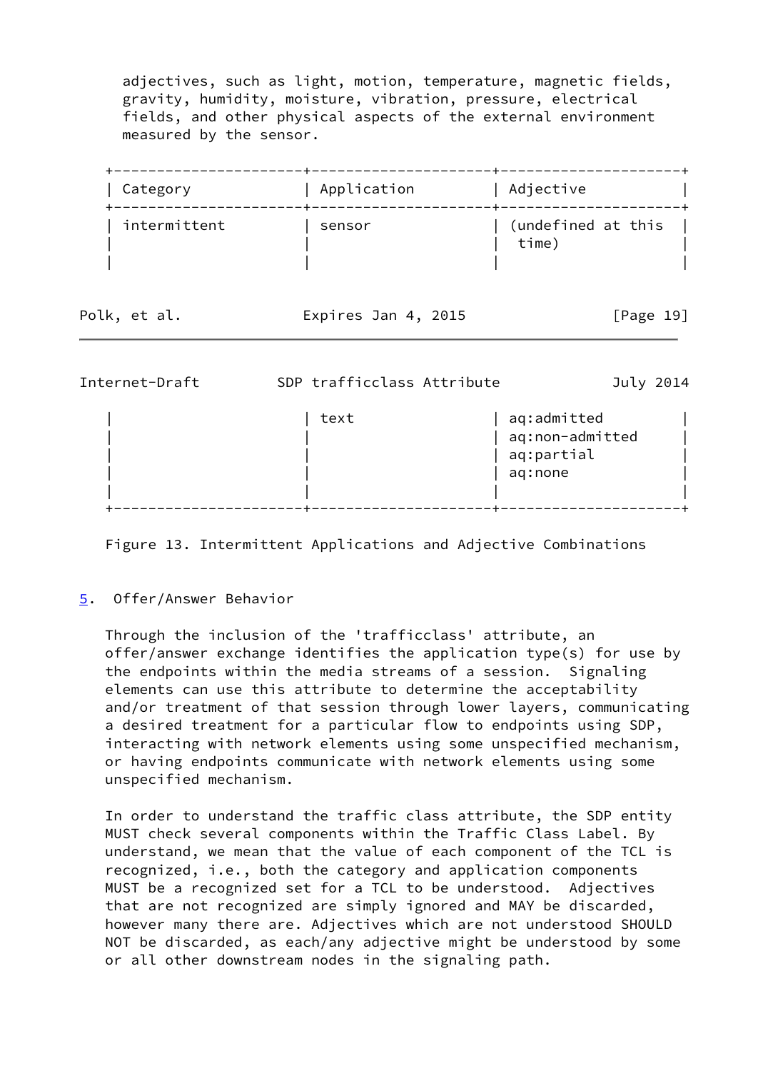adjectives, such as light, motion, temperature, magnetic fields, gravity, humidity, moisture, vibration, pressure, electrical fields, and other physical aspects of the external environment measured by the sensor.

| Category | Application | Adjective |
|---|---|---|
| intermittent | sensor | (undefined at this time) |
| | text | aq:admitted<br>aq:non-admitted<br>aq:partial<br>aq:none |

Figure 13. Intermittent Applications and Adjective Combinations

## 5. Offer/Answer Behavior

Through the inclusion of the 'trafficclass' attribute, an offer/answer exchange identifies the application type(s) for use by the endpoints within the media streams of a session. Signaling elements can use this attribute to determine the acceptability and/or treatment of that session through lower layers, communicating a desired treatment for a particular flow to endpoints using SDP, interacting with network elements using some unspecified mechanism, or having endpoints communicate with network elements using some unspecified mechanism.

In order to understand the traffic class attribute, the SDP entity MUST check several components within the Traffic Class Label. By understand, we mean that the value of each component of the TCL is recognized, i.e., both the category and application components MUST be a recognized set for a TCL to be understood. Adjectives that are not recognized are simply ignored and MAY be discarded, however many there are. Adjectives which are not understood SHOULD NOT be discarded, as each/any adjective might be understood by some or all other downstream nodes in the signaling path.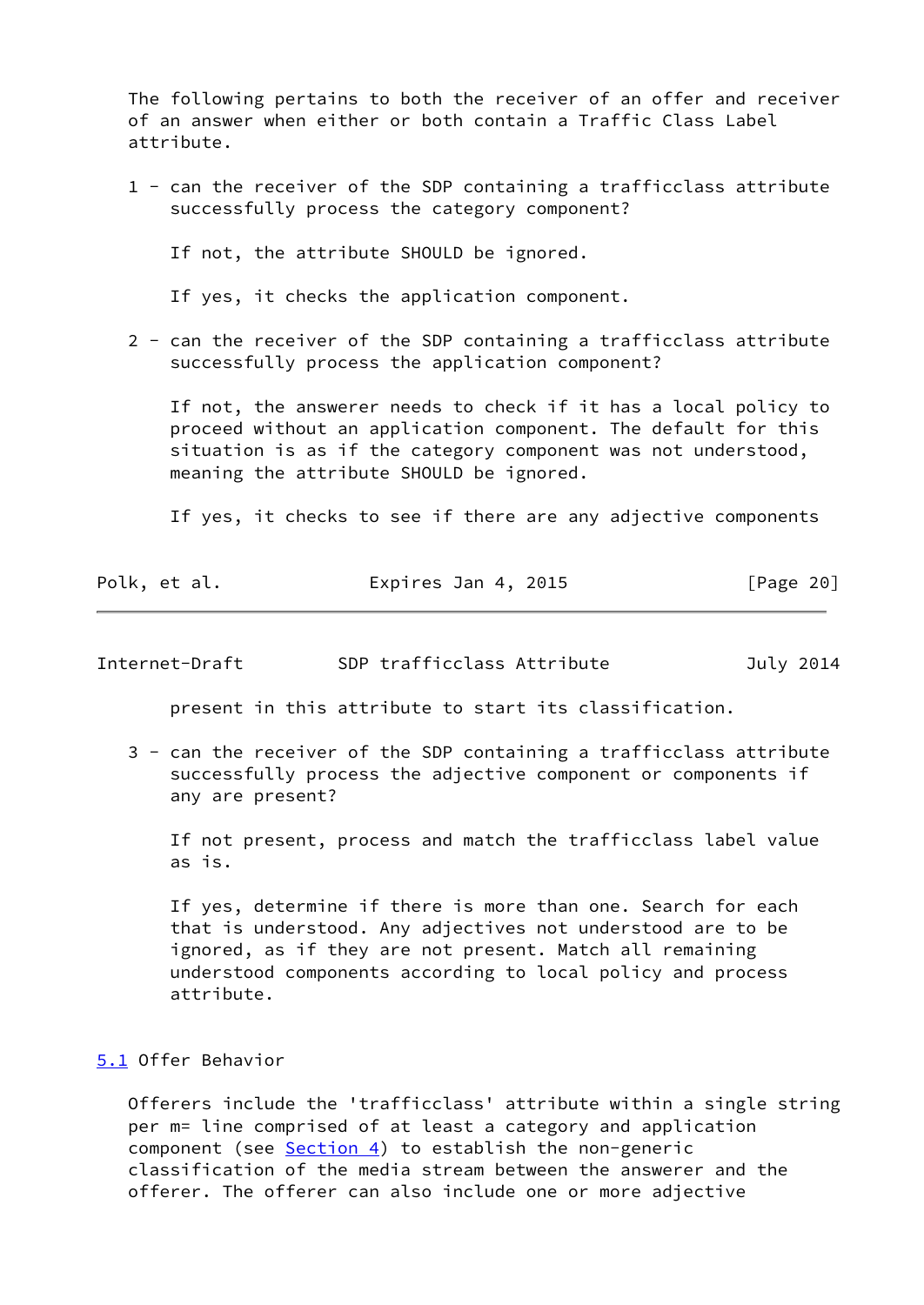The following pertains to both the receiver of an offer and receiver of an answer when either or both contain a Traffic Class Label attribute.

1 - can the receiver of the SDP containing a trafficclass attribute successfully process the category component?

If not, the attribute SHOULD be ignored.

If yes, it checks the application component.

2 - can the receiver of the SDP containing a trafficclass attribute successfully process the application component?

If not, the answerer needs to check if it has a local policy to proceed without an application component. The default for this situation is as if the category component was not understood, meaning the attribute SHOULD be ignored.

If yes, it checks to see if there are any adjective components present in this attribute to start its classification.

3 - can the receiver of the SDP containing a trafficclass attribute successfully process the adjective component or components if any are present?

If not present, process and match the trafficclass label value as is.

If yes, determine if there is more than one. Search for each that is understood. Any adjectives not understood are to be ignored, as if they are not present. Match all remaining understood components according to local policy and process attribute.

## 5.1 Offer Behavior

Offerers include the 'trafficclass' attribute within a single string per m= line comprised of at least a category and application component (see Section 4) to establish the non-generic classification of the media stream between the answerer and the offerer. The offerer can also include one or more adjective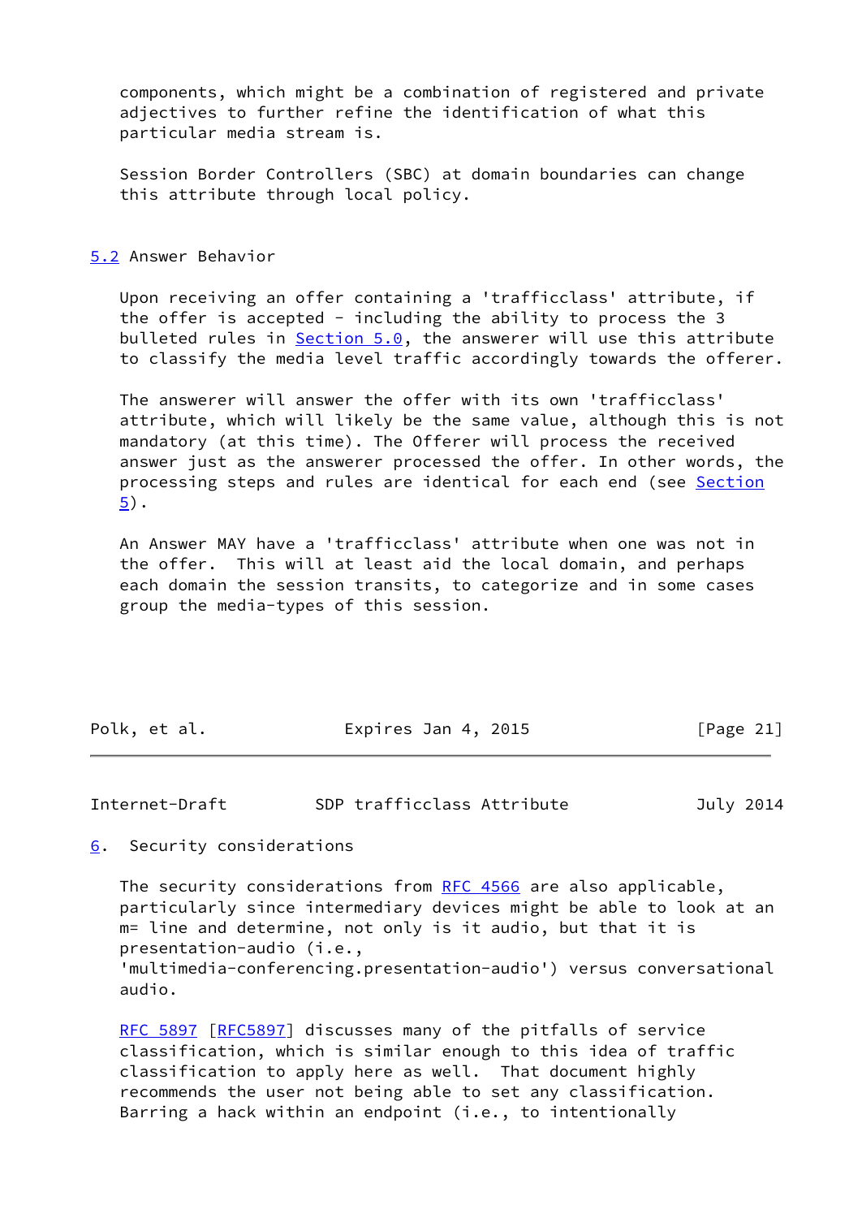components, which might be a combination of registered and private adjectives to further refine the identification of what this particular media stream is.

Session Border Controllers (SBC) at domain boundaries can change this attribute through local policy.

## 5.2 Answer Behavior

Upon receiving an offer containing a 'trafficclass' attribute, if the offer is accepted - including the ability to process the 3 bulleted rules in Section 5.0, the answerer will use this attribute to classify the media level traffic accordingly towards the offerer.

The answerer will answer the offer with its own 'trafficclass' attribute, which will likely be the same value, although this is not mandatory (at this time). The Offerer will process the received answer just as the answerer processed the offer. In other words, the processing steps and rules are identical for each end (see Section 5).

An Answer MAY have a 'trafficclass' attribute when one was not in the offer. This will at least aid the local domain, and perhaps each domain the session transits, to categorize and in some cases group the media-types of this session.

## 6. Security considerations

The security considerations from RFC 4566 are also applicable, particularly since intermediary devices might be able to look at an m= line and determine, not only is it audio, but that it is presentation-audio (i.e., 'multimedia-conferencing.presentation-audio') versus conversational audio.

RFC 5897 [RFC5897] discusses many of the pitfalls of service classification, which is similar enough to this idea of traffic classification to apply here as well. That document highly recommends the user not being able to set any classification. Barring a hack within an endpoint (i.e., to intentionally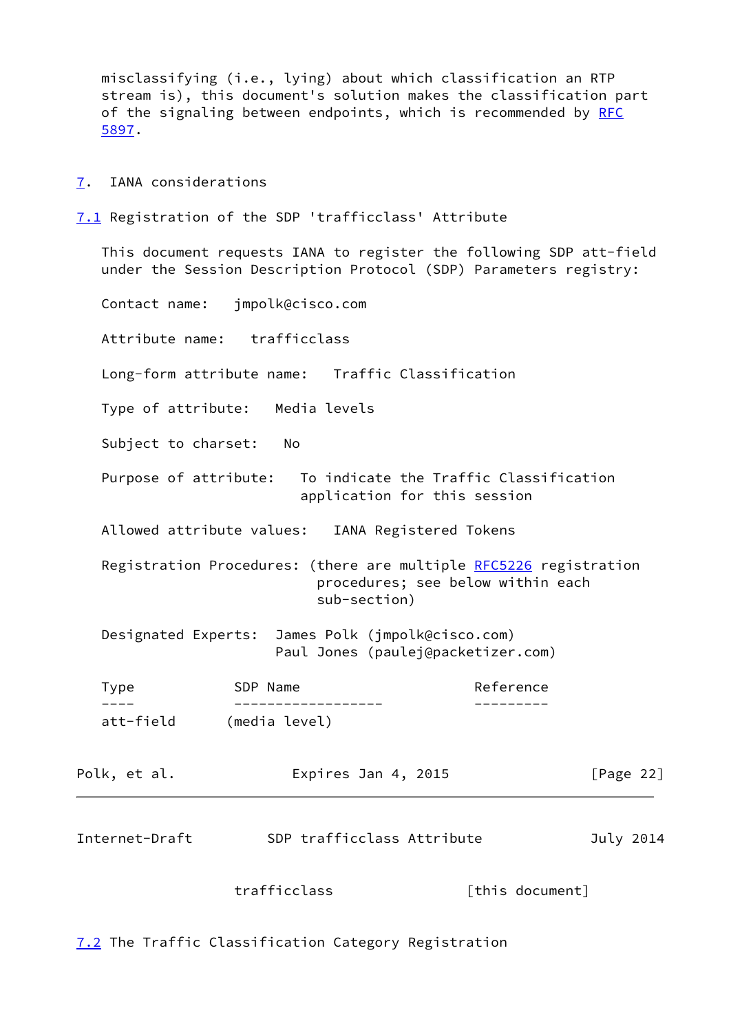misclassifying (i.e., lying) about which classification an RTP stream is), this document's solution makes the classification part of the signaling between endpoints, which is recommended by RFC 5897.

## 7. IANA considerations

### 7.1 Registration of the SDP 'trafficclass' Attribute

This document requests IANA to register the following SDP att-field under the Session Description Protocol (SDP) Parameters registry:

Contact name: jmpolk@cisco.com

Attribute name: trafficclass

Long-form attribute name: Traffic Classification

Type of attribute: Media levels

Subject to charset: No

Purpose of attribute: To indicate the Traffic Classification application for this session

Allowed attribute values: IANA Registered Tokens

Registration Procedures: (there are multiple RFC5226 registration procedures; see below within each sub-section)

Designated Experts: James Polk (jmpolk@cisco.com)
Paul Jones (paulej@packetizer.com)

| Type | SDP Name | Reference |
| --- | --- | --- |
| att-field | (media level) | |
| | trafficclass | [this document] |

### 7.2 The Traffic Classification Category Registration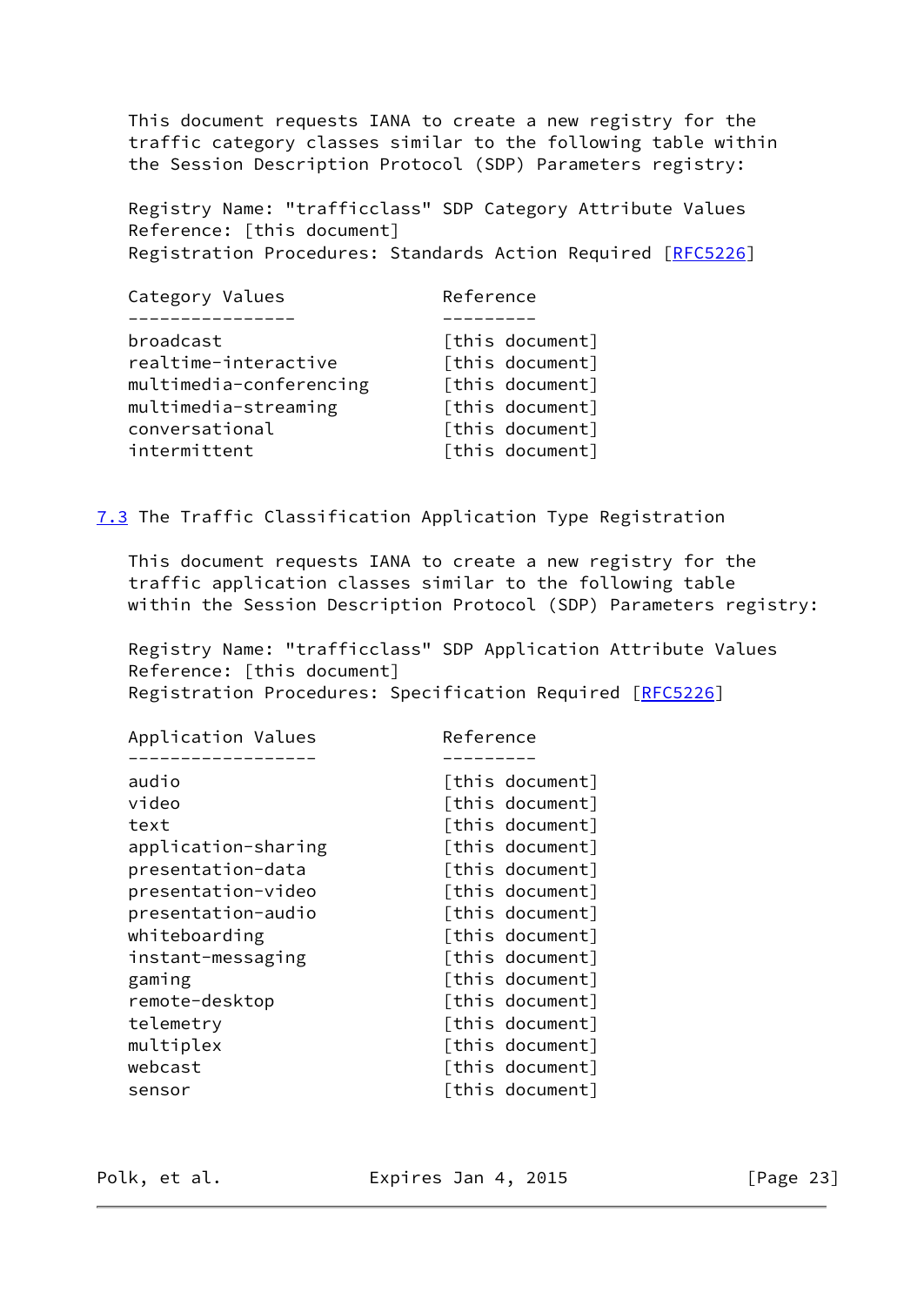This document requests IANA to create a new registry for the traffic category classes similar to the following table within the Session Description Protocol (SDP) Parameters registry:

Registry Name: "trafficclass" SDP Category Attribute Values
Reference: [this document]
Registration Procedures: Standards Action Required [RFC5226]

| Category Values | Reference |
|---|---|
| broadcast | [this document] |
| realtime-interactive | [this document] |
| multimedia-conferencing | [this document] |
| multimedia-streaming | [this document] |
| conversational | [this document] |
| intermittent | [this document] |

## 7.3 The Traffic Classification Application Type Registration

This document requests IANA to create a new registry for the traffic application classes similar to the following table within the Session Description Protocol (SDP) Parameters registry:

Registry Name: "trafficclass" SDP Application Attribute Values
Reference: [this document]
Registration Procedures: Specification Required [RFC5226]

| Application Values | Reference |
|---|---|
| audio | [this document] |
| video | [this document] |
| text | [this document] |
| application-sharing | [this document] |
| presentation-data | [this document] |
| presentation-video | [this document] |
| presentation-audio | [this document] |
| whiteboarding | [this document] |
| instant-messaging | [this document] |
| gaming | [this document] |
| remote-desktop | [this document] |
| telemetry | [this document] |
| multiplex | [this document] |
| webcast | [this document] |
| sensor | [this document] |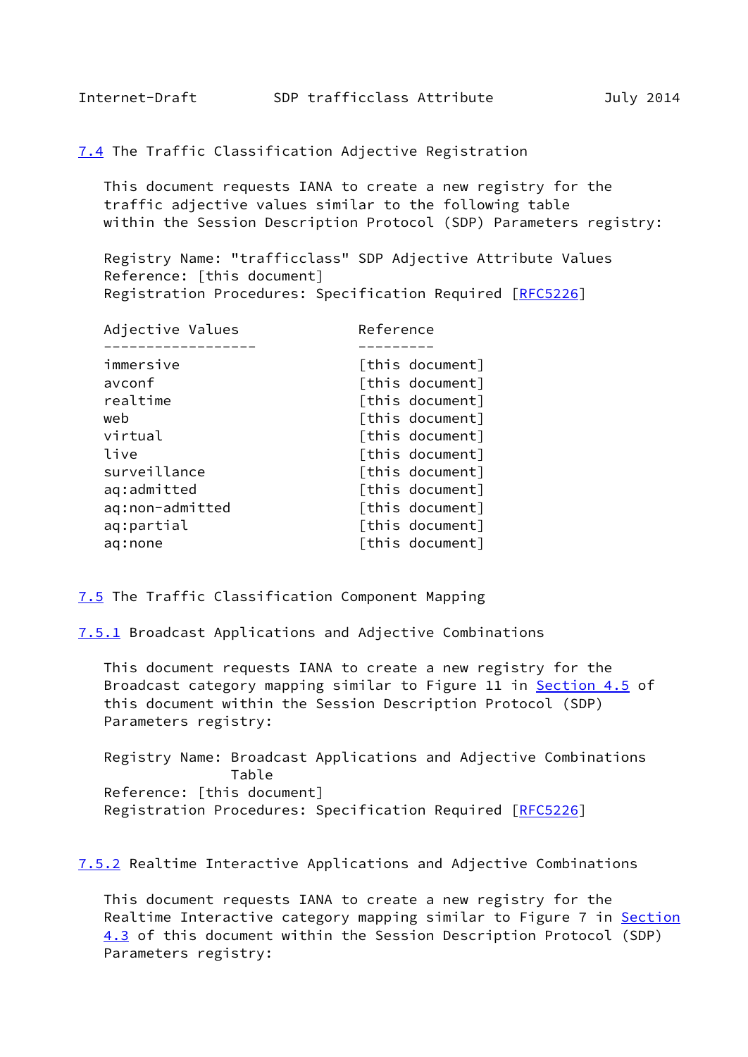### 7.4 The Traffic Classification Adjective Registration

This document requests IANA to create a new registry for the traffic adjective values similar to the following table within the Session Description Protocol (SDP) Parameters registry:

Registry Name: "trafficclass" SDP Adjective Attribute Values
Reference: [this document]
Registration Procedures: Specification Required [RFC5226]

| Adjective Values | Reference |
| --- | --- |
| immersive | [this document] |
| avconf | [this document] |
| realtime | [this document] |
| web | [this document] |
| virtual | [this document] |
| live | [this document] |
| surveillance | [this document] |
| aq:admitted | [this document] |
| aq:non-admitted | [this document] |
| aq:partial | [this document] |
| aq:none | [this document] |

### 7.5 The Traffic Classification Component Mapping

#### 7.5.1 Broadcast Applications and Adjective Combinations

This document requests IANA to create a new registry for the Broadcast category mapping similar to Figure 11 in Section 4.5 of this document within the Session Description Protocol (SDP) Parameters registry:

Registry Name: Broadcast Applications and Adjective Combinations Table
Reference: [this document]
Registration Procedures: Specification Required [RFC5226]

#### 7.5.2 Realtime Interactive Applications and Adjective Combinations

This document requests IANA to create a new registry for the Realtime Interactive category mapping similar to Figure 7 in Section 4.3 of this document within the Session Description Protocol (SDP) Parameters registry: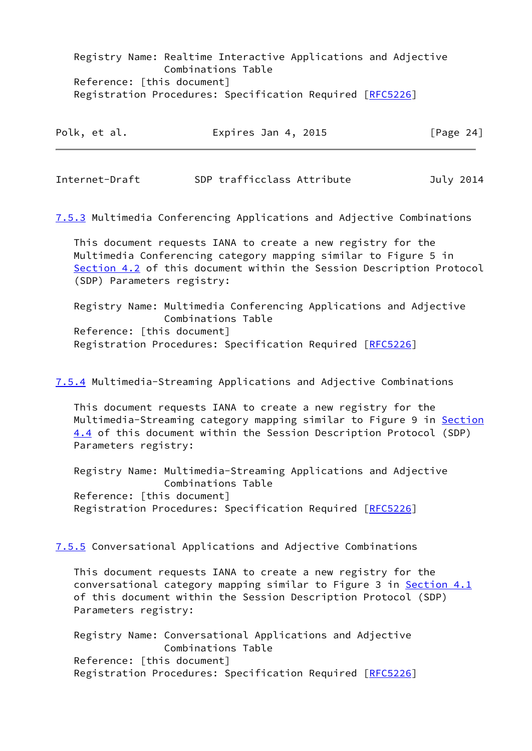Registry Name: Realtime Interactive Applications and Adjective Combinations Table
Reference: [this document]
Registration Procedures: Specification Required [RFC5226]

### 7.5.3 Multimedia Conferencing Applications and Adjective Combinations

This document requests IANA to create a new registry for the Multimedia Conferencing category mapping similar to Figure 5 in Section 4.2 of this document within the Session Description Protocol (SDP) Parameters registry:

Registry Name: Multimedia Conferencing Applications and Adjective Combinations Table
Reference: [this document]
Registration Procedures: Specification Required [RFC5226]

### 7.5.4 Multimedia-Streaming Applications and Adjective Combinations

This document requests IANA to create a new registry for the Multimedia-Streaming category mapping similar to Figure 9 in Section 4.4 of this document within the Session Description Protocol (SDP) Parameters registry:

Registry Name: Multimedia-Streaming Applications and Adjective Combinations Table
Reference: [this document]
Registration Procedures: Specification Required [RFC5226]

### 7.5.5 Conversational Applications and Adjective Combinations

This document requests IANA to create a new registry for the conversational category mapping similar to Figure 3 in Section 4.1 of this document within the Session Description Protocol (SDP) Parameters registry:

Registry Name: Conversational Applications and Adjective Combinations Table
Reference: [this document]
Registration Procedures: Specification Required [RFC5226]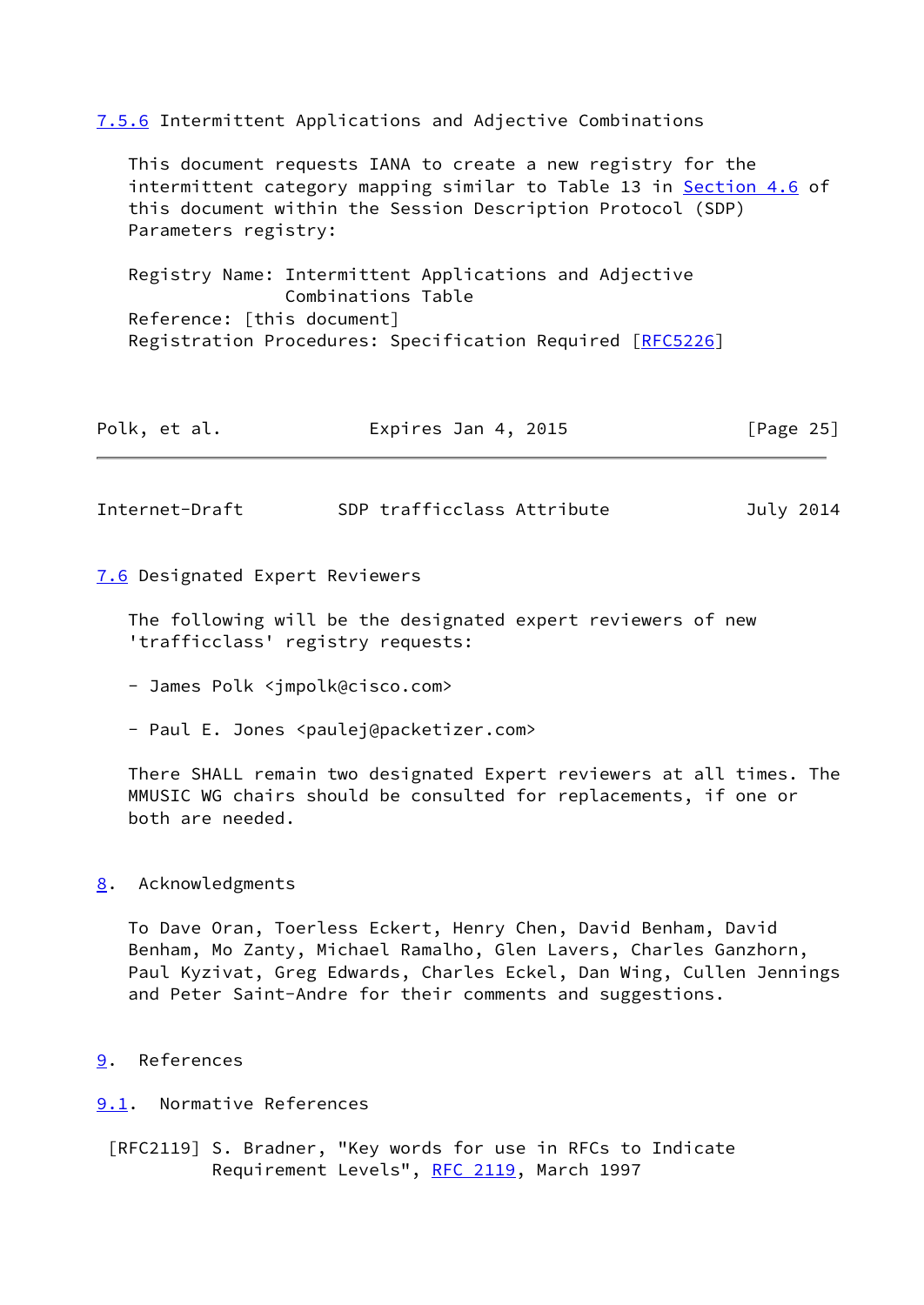#### 7.5.6 Intermittent Applications and Adjective Combinations

This document requests IANA to create a new registry for the intermittent category mapping similar to Table 13 in Section 4.6 of this document within the Session Description Protocol (SDP) Parameters registry:

Registry Name: Intermittent Applications and Adjective Combinations Table
Reference: [this document]
Registration Procedures: Specification Required [RFC5226]

### 7.6 Designated Expert Reviewers

The following will be the designated expert reviewers of new 'trafficclass' registry requests:

- James Polk <jmpolk@cisco.com>

- Paul E. Jones <paulej@packetizer.com>

There SHALL remain two designated Expert reviewers at all times. The MMUSIC WG chairs should be consulted for replacements, if one or both are needed.

## 8. Acknowledgments

To Dave Oran, Toerless Eckert, Henry Chen, David Benham, David Benham, Mo Zanty, Michael Ramalho, Glen Lavers, Charles Ganzhorn, Paul Kyzivat, Greg Edwards, Charles Eckel, Dan Wing, Cullen Jennings and Peter Saint-Andre for their comments and suggestions.

## 9. References

### 9.1. Normative References

[RFC2119] S. Bradner, "Key words for use in RFCs to Indicate Requirement Levels", RFC 2119, March 1997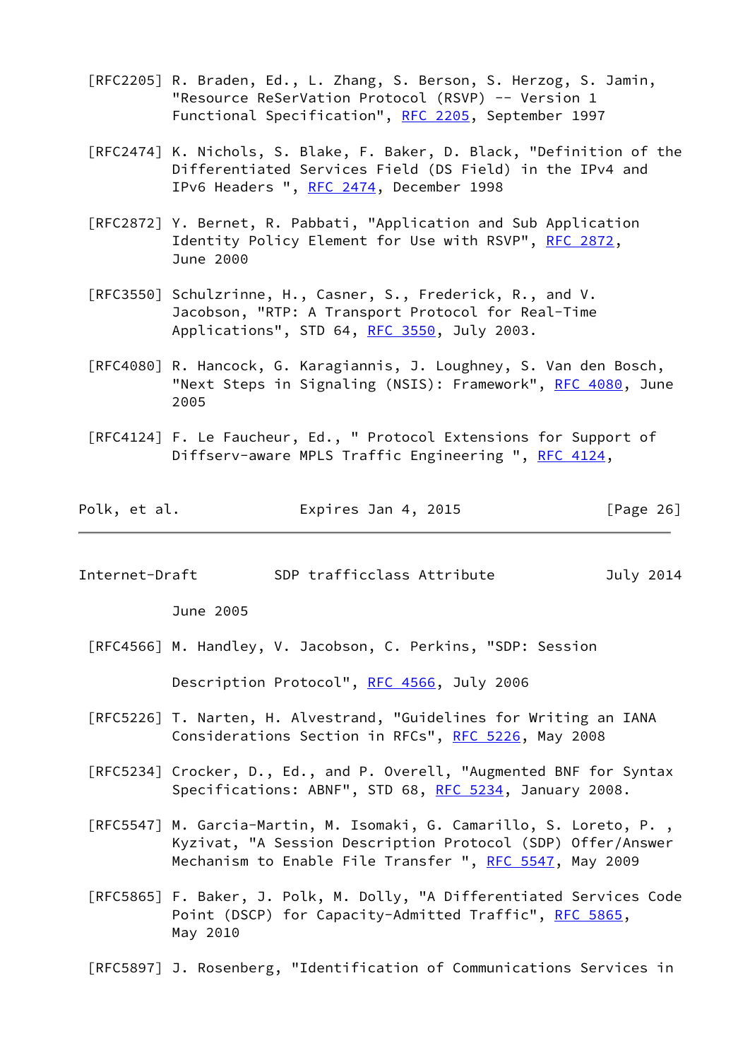[RFC2205] R. Braden, Ed., L. Zhang, S. Berson, S. Herzog, S. Jamin, "Resource ReSerVation Protocol (RSVP) -- Version 1 Functional Specification", RFC 2205, September 1997

[RFC2474] K. Nichols, S. Blake, F. Baker, D. Black, "Definition of the Differentiated Services Field (DS Field) in the IPv4 and IPv6 Headers ", RFC 2474, December 1998

[RFC2872] Y. Bernet, R. Pabbati, "Application and Sub Application Identity Policy Element for Use with RSVP", RFC 2872, June 2000

[RFC3550] Schulzrinne, H., Casner, S., Frederick, R., and V. Jacobson, "RTP: A Transport Protocol for Real-Time Applications", STD 64, RFC 3550, July 2003.

[RFC4080] R. Hancock, G. Karagiannis, J. Loughney, S. Van den Bosch, "Next Steps in Signaling (NSIS): Framework", RFC 4080, June 2005

[RFC4124] F. Le Faucheur, Ed., " Protocol Extensions for Support of Diffserv-aware MPLS Traffic Engineering ", RFC 4124, June 2005

[RFC4566] M. Handley, V. Jacobson, C. Perkins, "SDP: Session Description Protocol", RFC 4566, July 2006

[RFC5226] T. Narten, H. Alvestrand, "Guidelines for Writing an IANA Considerations Section in RFCs", RFC 5226, May 2008

[RFC5234] Crocker, D., Ed., and P. Overell, "Augmented BNF for Syntax Specifications: ABNF", STD 68, RFC 5234, January 2008.

[RFC5547] M. Garcia-Martin, M. Isomaki, G. Camarillo, S. Loreto, P. , Kyzivat, "A Session Description Protocol (SDP) Offer/Answer Mechanism to Enable File Transfer ", RFC 5547, May 2009

[RFC5865] F. Baker, J. Polk, M. Dolly, "A Differentiated Services Code Point (DSCP) for Capacity-Admitted Traffic", RFC 5865, May 2010

[RFC5897] J. Rosenberg, "Identification of Communications Services in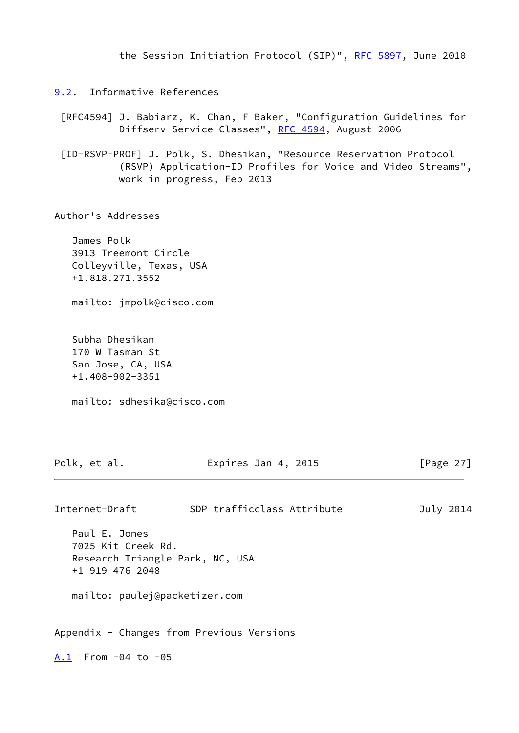the Session Initiation Protocol (SIP)", RFC 5897, June 2010

## 9.2. Informative References

[RFC4594] J. Babiarz, K. Chan, F Baker, "Configuration Guidelines for Diffserv Service Classes", RFC 4594, August 2006

[ID-RSVP-PROF] J. Polk, S. Dhesikan, "Resource Reservation Protocol (RSVP) Application-ID Profiles for Voice and Video Streams", work in progress, Feb 2013

## Author's Addresses

James Polk
3913 Treemont Circle
Colleyville, Texas, USA
+1.818.271.3552

mailto: jmpolk@cisco.com

Subha Dhesikan
170 W Tasman St
San Jose, CA, USA
+1.408-902-3351

mailto: sdhesika@cisco.com

Paul E. Jones
7025 Kit Creek Rd.
Research Triangle Park, NC, USA
+1 919 476 2048

mailto: paulej@packetizer.com

## Appendix - Changes from Previous Versions

### A.1 From -04 to -05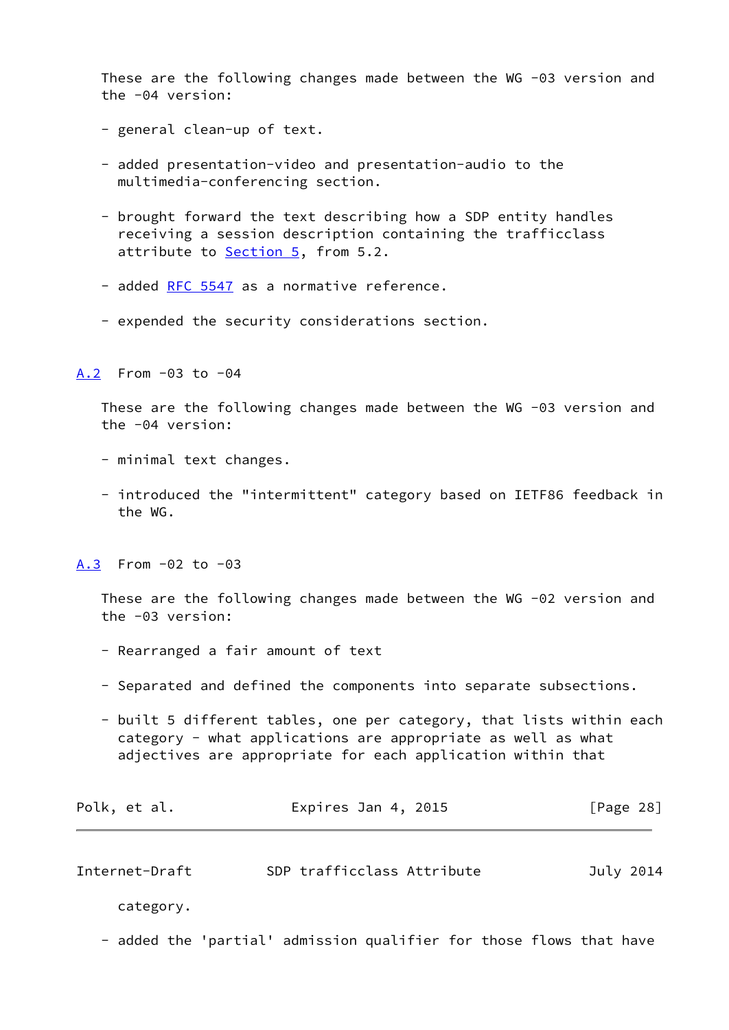These are the following changes made between the WG -03 version and the -04 version:

- general clean-up of text.

- added presentation-video and presentation-audio to the multimedia-conferencing section.

- brought forward the text describing how a SDP entity handles receiving a session description containing the trafficclass attribute to Section 5, from 5.2.

- added RFC 5547 as a normative reference.

- expended the security considerations section.

## A.2 From -03 to -04

These are the following changes made between the WG -03 version and the -04 version:

- minimal text changes.

- introduced the "intermittent" category based on IETF86 feedback in the WG.

## A.3 From -02 to -03

These are the following changes made between the WG -02 version and the -03 version:

- Rearranged a fair amount of text

- Separated and defined the components into separate subsections.

- built 5 different tables, one per category, that lists within each category - what applications are appropriate as well as what adjectives are appropriate for each application within that category.

- added the 'partial' admission qualifier for those flows that have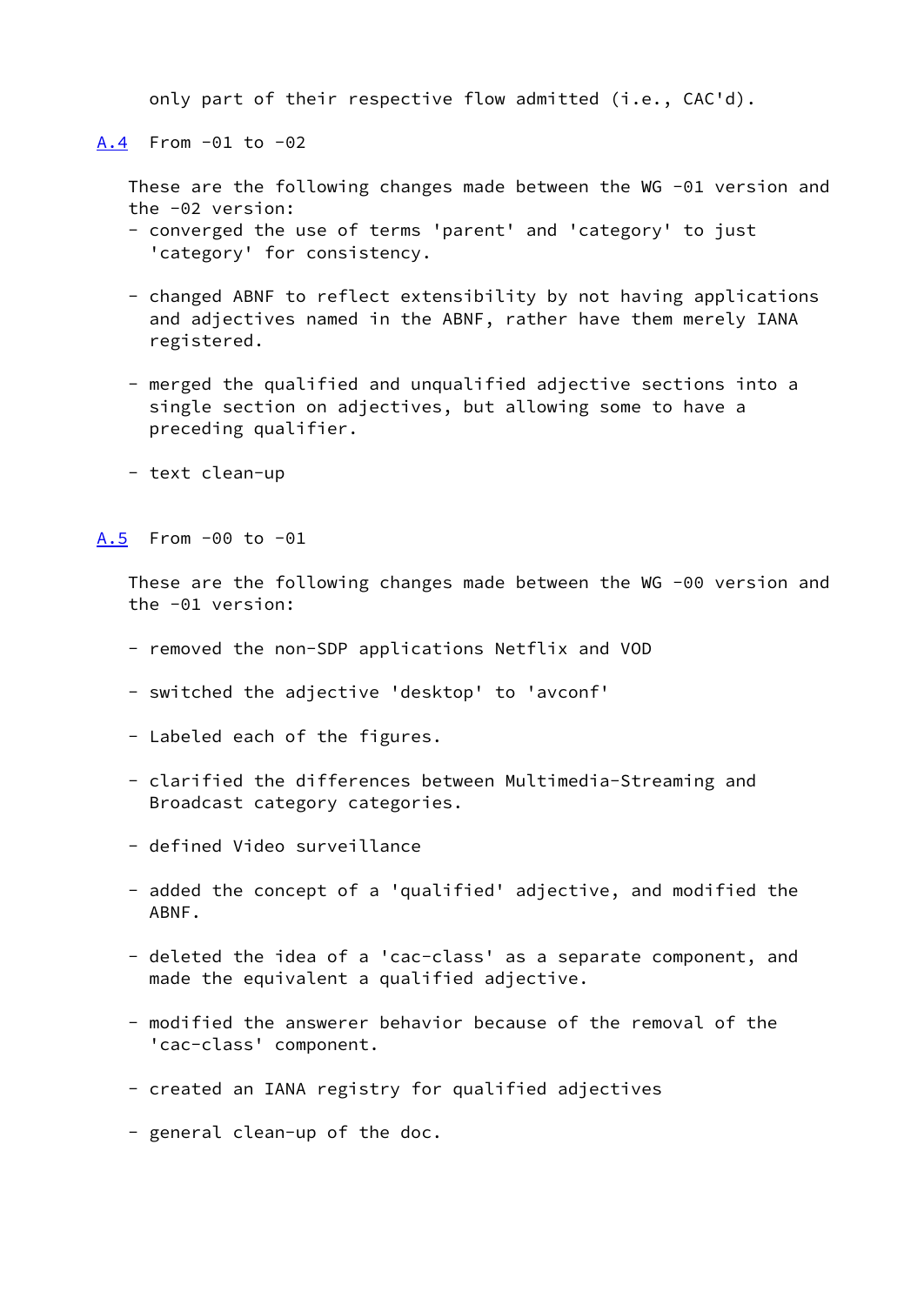only part of their respective flow admitted (i.e., CAC'd).

### A.4 From -01 to -02

These are the following changes made between the WG -01 version and the -02 version:

- converged the use of terms 'parent' and 'category' to just 'category' for consistency.

- changed ABNF to reflect extensibility by not having applications and adjectives named in the ABNF, rather have them merely IANA registered.

- merged the qualified and unqualified adjective sections into a single section on adjectives, but allowing some to have a preceding qualifier.

- text clean-up

### A.5 From -00 to -01

These are the following changes made between the WG -00 version and the -01 version:

- removed the non-SDP applications Netflix and VOD

- switched the adjective 'desktop' to 'avconf'

- Labeled each of the figures.

- clarified the differences between Multimedia-Streaming and Broadcast category categories.

- defined Video surveillance

- added the concept of a 'qualified' adjective, and modified the ABNF.

- deleted the idea of a 'cac-class' as a separate component, and made the equivalent a qualified adjective.

- modified the answerer behavior because of the removal of the 'cac-class' component.

- created an IANA registry for qualified adjectives

- general clean-up of the doc.